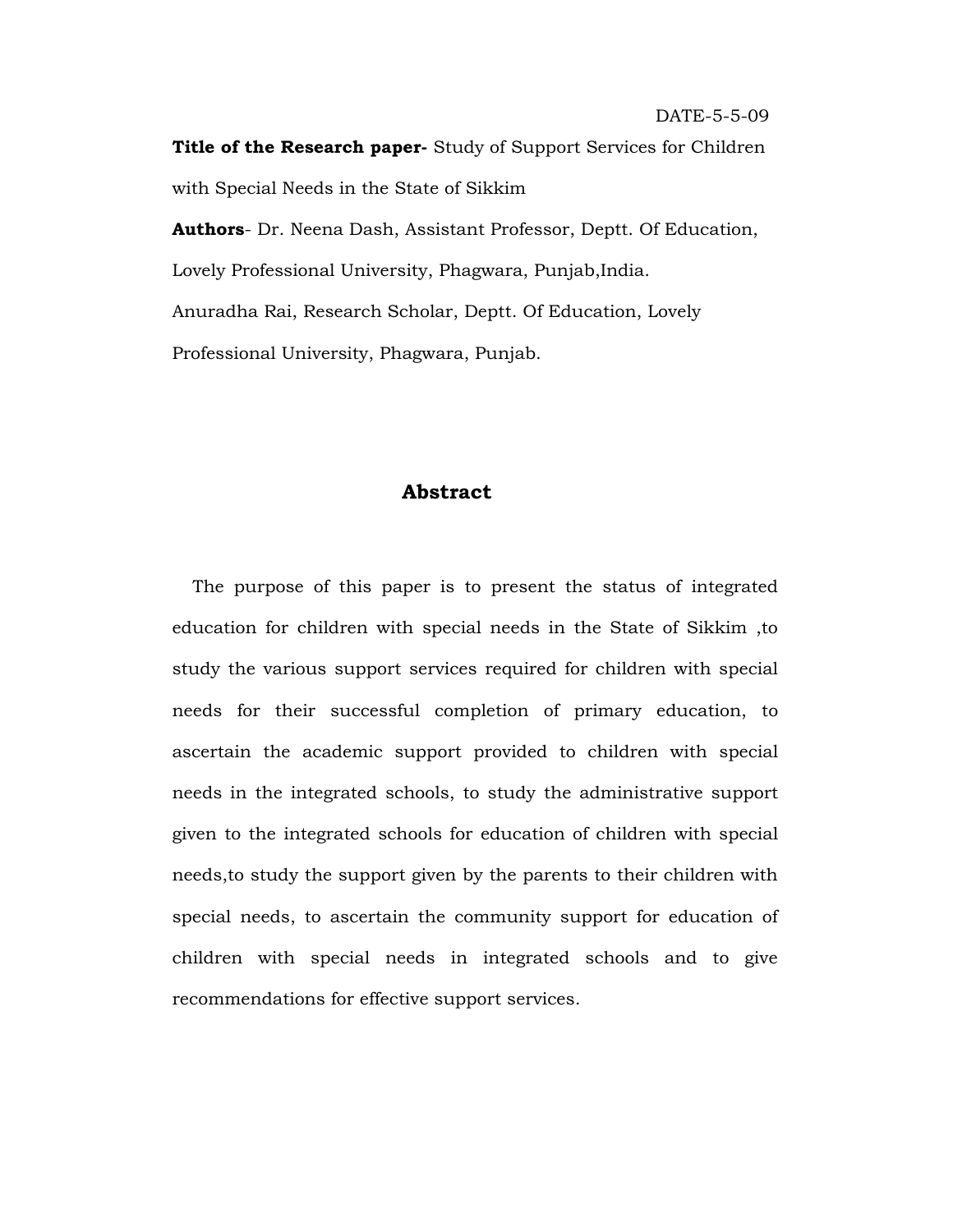DATE-5-5-09

**Title of the Research paper-** Study of Support Services for Children with Special Needs in the State of Sikkim

**Authors**- Dr. Neena Dash, Assistant Professor, Deptt. Of Education, Lovely Professional University, Phagwara, Punjab,India.

Anuradha Rai, Research Scholar, Deptt. Of Education, Lovely Professional University, Phagwara, Punjab.

## Abstract

The purpose of this paper is to present the status of integrated education for children with special needs in the State of Sikkim ,to study the various support services required for children with special needs for their successful completion of primary education, to ascertain the academic support provided to children with special needs in the integrated schools, to study the administrative support given to the integrated schools for education of children with special needs,to study the support given by the parents to their children with special needs, to ascertain the community support for education of children with special needs in integrated schools and to give recommendations for effective support services.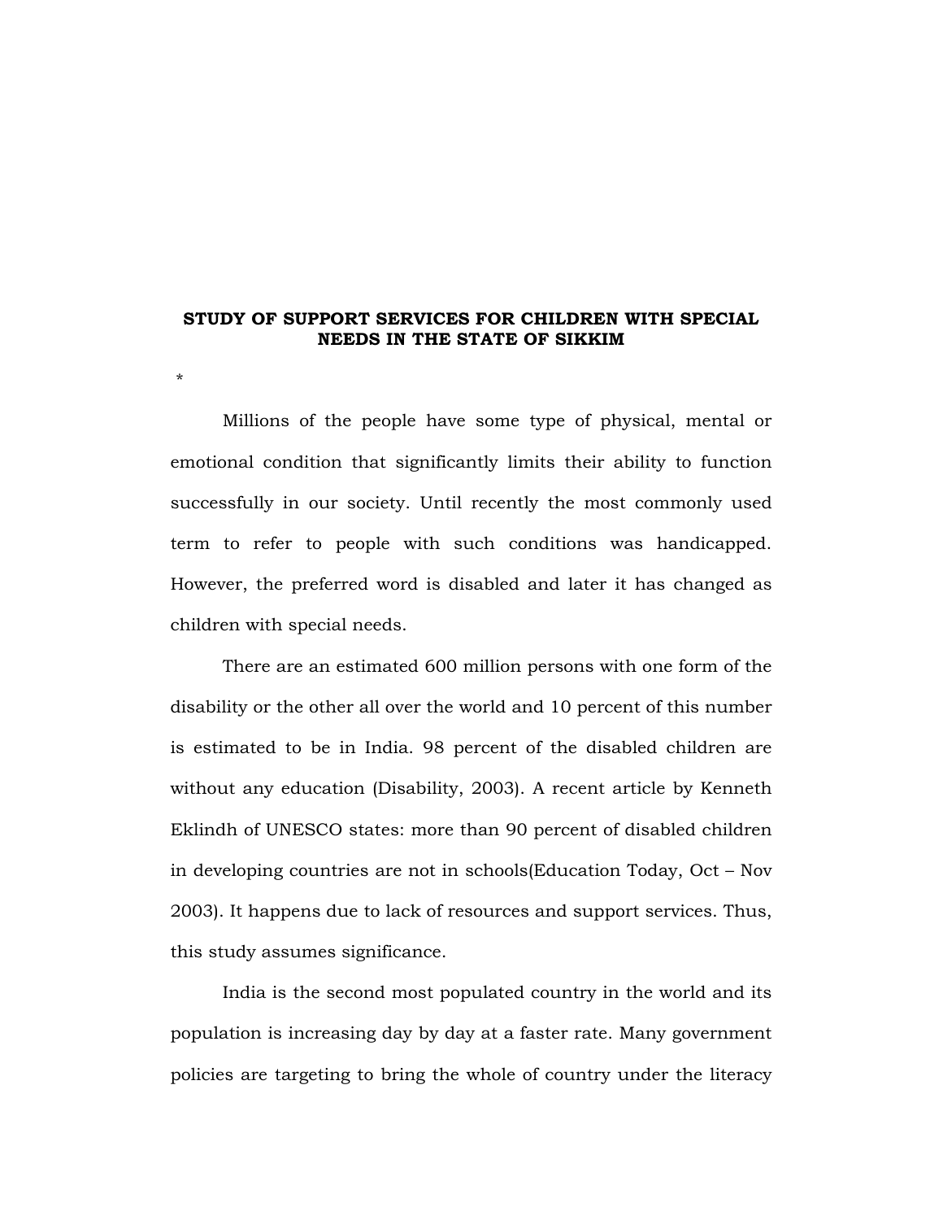# STUDY OF SUPPORT SERVICES FOR CHILDREN WITH SPECIAL NEEDS IN THE STATE OF SIKKIM

*

Millions of the people have some type of physical, mental or emotional condition that significantly limits their ability to function successfully in our society. Until recently the most commonly used term to refer to people with such conditions was handicapped. However, the preferred word is disabled and later it has changed as children with special needs.

There are an estimated 600 million persons with one form of the disability or the other all over the world and 10 percent of this number is estimated to be in India. 98 percent of the disabled children are without any education (Disability, 2003). A recent article by Kenneth Eklindh of UNESCO states: more than 90 percent of disabled children in developing countries are not in schools(Education Today, Oct – Nov 2003). It happens due to lack of resources and support services. Thus, this study assumes significance.

India is the second most populated country in the world and its population is increasing day by day at a faster rate. Many government policies are targeting to bring the whole of country under the literacy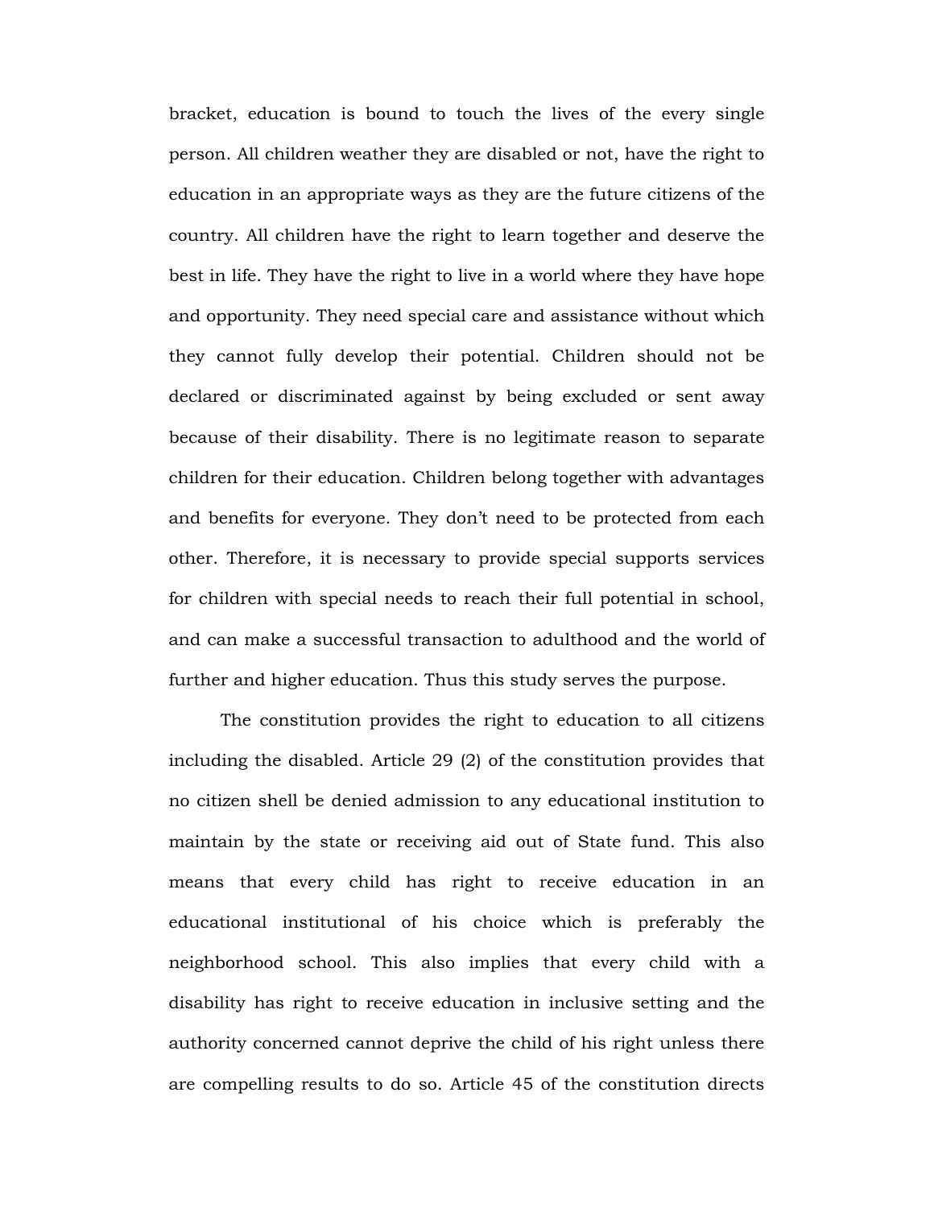bracket, education is bound to touch the lives of the every single person. All children weather they are disabled or not, have the right to education in an appropriate ways as they are the future citizens of the country. All children have the right to learn together and deserve the best in life. They have the right to live in a world where they have hope and opportunity. They need special care and assistance without which they cannot fully develop their potential. Children should not be declared or discriminated against by being excluded or sent away because of their disability. There is no legitimate reason to separate children for their education. Children belong together with advantages and benefits for everyone. They don't need to be protected from each other. Therefore, it is necessary to provide special supports services for children with special needs to reach their full potential in school, and can make a successful transaction to adulthood and the world of further and higher education. Thus this study serves the purpose.

The constitution provides the right to education to all citizens including the disabled. Article 29 (2) of the constitution provides that no citizen shell be denied admission to any educational institution to maintain by the state or receiving aid out of State fund. This also means that every child has right to receive education in an educational institutional of his choice which is preferably the neighborhood school. This also implies that every child with a disability has right to receive education in inclusive setting and the authority concerned cannot deprive the child of his right unless there are compelling results to do so. Article 45 of the constitution directs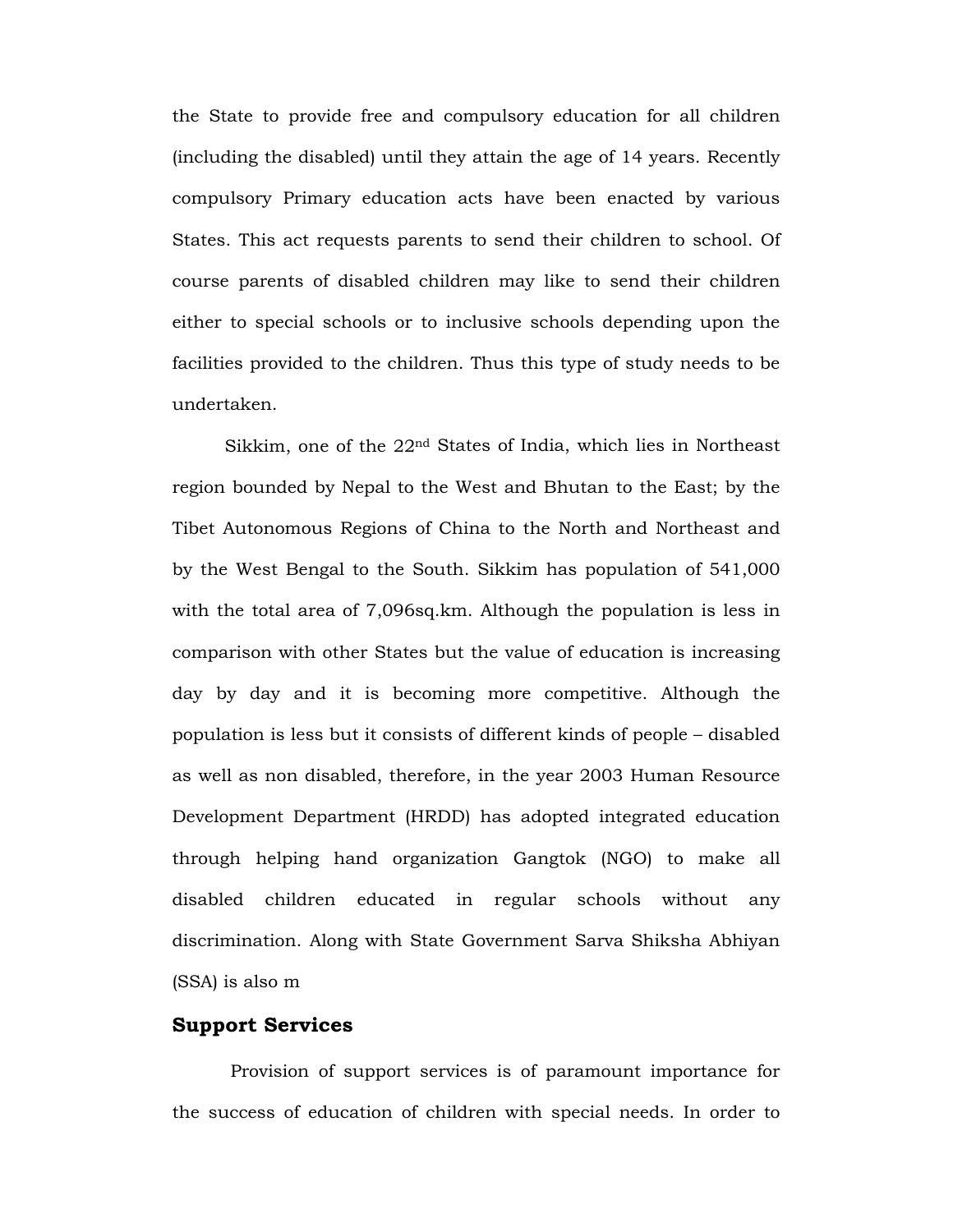the State to provide free and compulsory education for all children (including the disabled) until they attain the age of 14 years. Recently compulsory Primary education acts have been enacted by various States. This act requests parents to send their children to school. Of course parents of disabled children may like to send their children either to special schools or to inclusive schools depending upon the facilities provided to the children. Thus this type of study needs to be undertaken.

Sikkim, one of the 22nd States of India, which lies in Northeast region bounded by Nepal to the West and Bhutan to the East; by the Tibet Autonomous Regions of China to the North and Northeast and by the West Bengal to the South. Sikkim has population of 541,000 with the total area of 7,096sq.km. Although the population is less in comparison with other States but the value of education is increasing day by day and it is becoming more competitive. Although the population is less but it consists of different kinds of people – disabled as well as non disabled, therefore, in the year 2003 Human Resource Development Department (HRDD) has adopted integrated education through helping hand organization Gangtok (NGO) to make all disabled children educated in regular schools without any discrimination. Along with State Government Sarva Shiksha Abhiyan (SSA) is also m

## Support Services

Provision of support services is of paramount importance for the success of education of children with special needs. In order to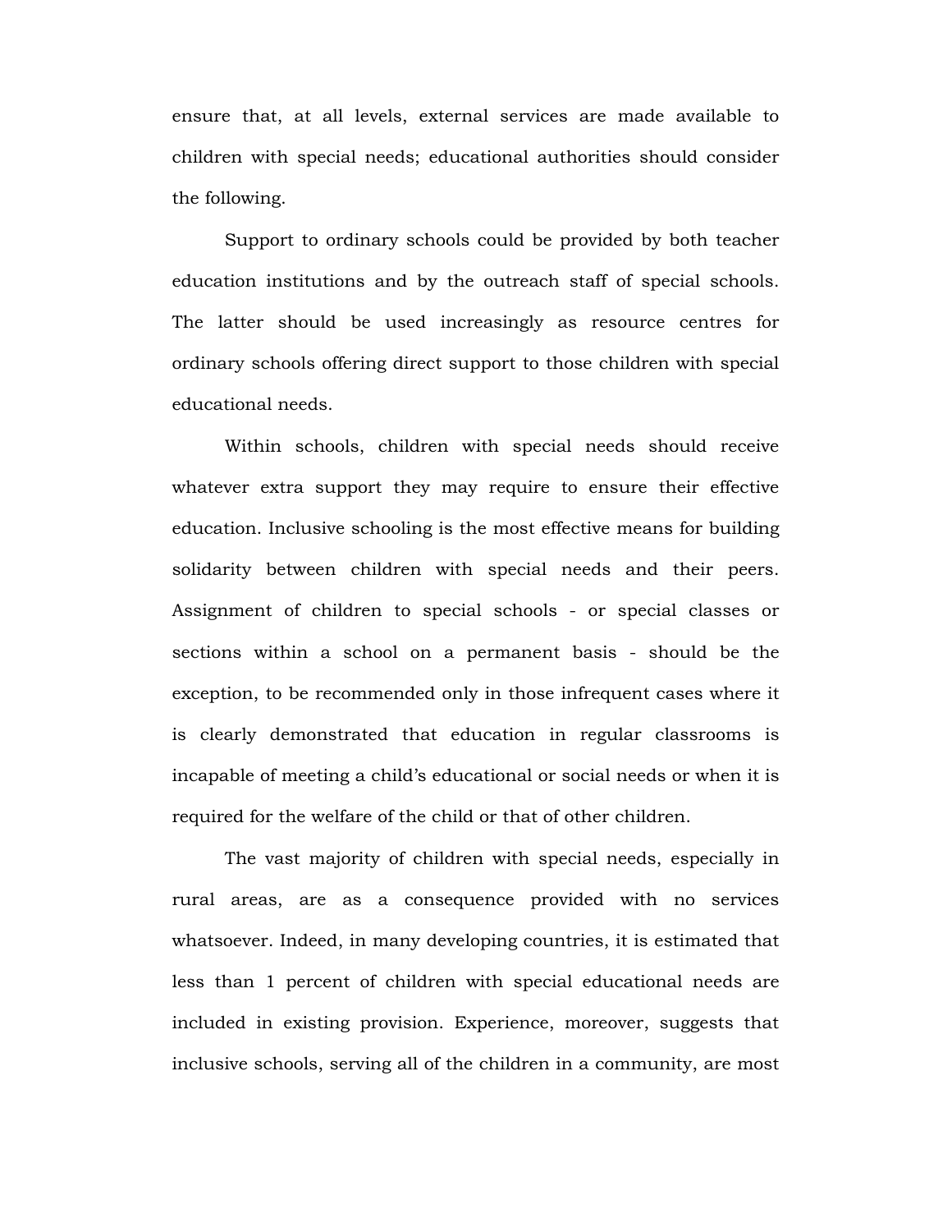ensure that, at all levels, external services are made available to children with special needs; educational authorities should consider the following.

Support to ordinary schools could be provided by both teacher education institutions and by the outreach staff of special schools. The latter should be used increasingly as resource centres for ordinary schools offering direct support to those children with special educational needs.

Within schools, children with special needs should receive whatever extra support they may require to ensure their effective education. Inclusive schooling is the most effective means for building solidarity between children with special needs and their peers. Assignment of children to special schools - or special classes or sections within a school on a permanent basis - should be the exception, to be recommended only in those infrequent cases where it is clearly demonstrated that education in regular classrooms is incapable of meeting a child's educational or social needs or when it is required for the welfare of the child or that of other children.

The vast majority of children with special needs, especially in rural areas, are as a consequence provided with no services whatsoever. Indeed, in many developing countries, it is estimated that less than 1 percent of children with special educational needs are included in existing provision. Experience, moreover, suggests that inclusive schools, serving all of the children in a community, are most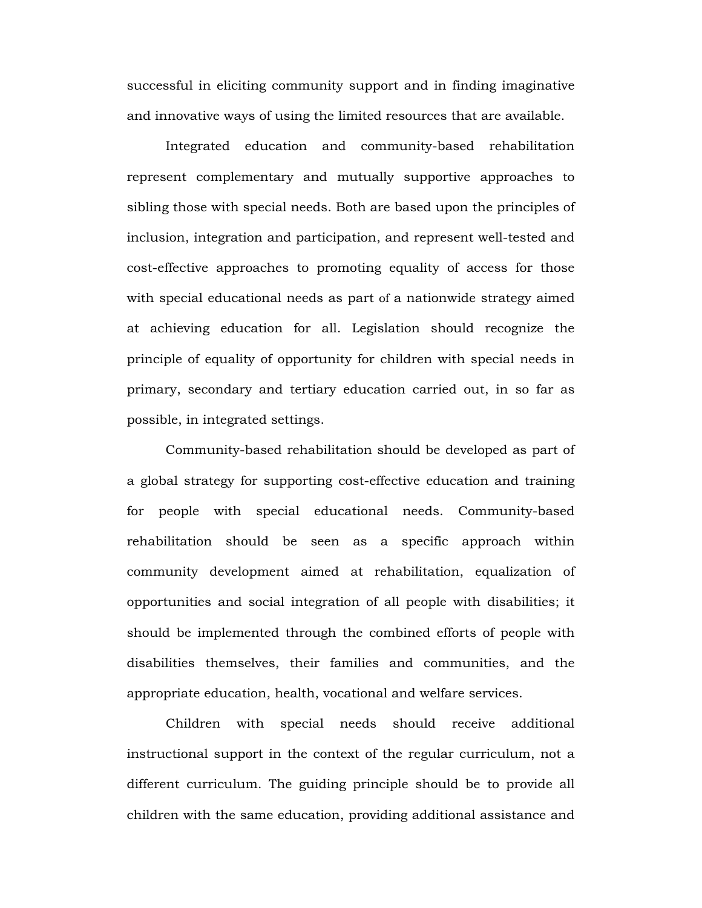successful in eliciting community support and in finding imaginative and innovative ways of using the limited resources that are available.

Integrated education and community-based rehabilitation represent complementary and mutually supportive approaches to sibling those with special needs. Both are based upon the principles of inclusion, integration and participation, and represent well-tested and cost-effective approaches to promoting equality of access for those with special educational needs as part of a nationwide strategy aimed at achieving education for all. Legislation should recognize the principle of equality of opportunity for children with special needs in primary, secondary and tertiary education carried out, in so far as possible, in integrated settings.

Community-based rehabilitation should be developed as part of a global strategy for supporting cost-effective education and training for people with special educational needs. Community-based rehabilitation should be seen as a specific approach within community development aimed at rehabilitation, equalization of opportunities and social integration of all people with disabilities; it should be implemented through the combined efforts of people with disabilities themselves, their families and communities, and the appropriate education, health, vocational and welfare services.

Children with special needs should receive additional instructional support in the context of the regular curriculum, not a different curriculum. The guiding principle should be to provide all children with the same education, providing additional assistance and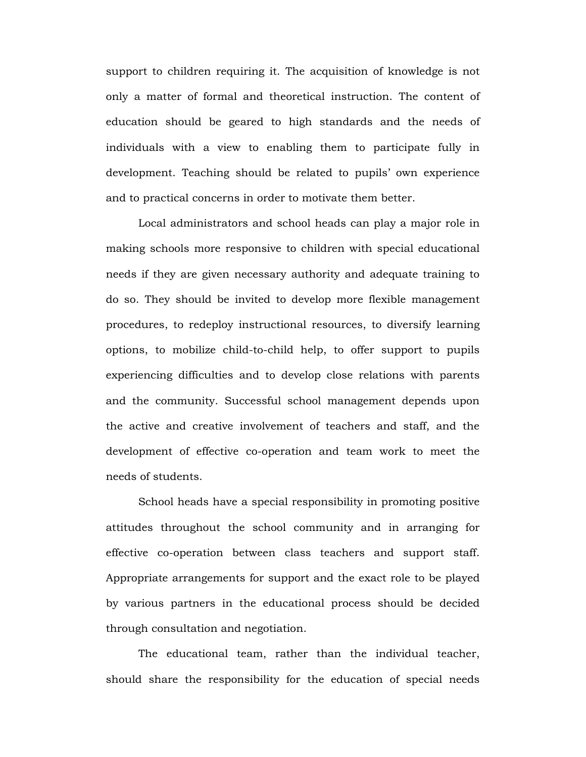support to children requiring it. The acquisition of knowledge is not only a matter of formal and theoretical instruction. The content of education should be geared to high standards and the needs of individuals with a view to enabling them to participate fully in development. Teaching should be related to pupils' own experience and to practical concerns in order to motivate them better.

Local administrators and school heads can play a major role in making schools more responsive to children with special educational needs if they are given necessary authority and adequate training to do so. They should be invited to develop more flexible management procedures, to redeploy instructional resources, to diversify learning options, to mobilize child-to-child help, to offer support to pupils experiencing difficulties and to develop close relations with parents and the community. Successful school management depends upon the active and creative involvement of teachers and staff, and the development of effective co-operation and team work to meet the needs of students.

School heads have a special responsibility in promoting positive attitudes throughout the school community and in arranging for effective co-operation between class teachers and support staff. Appropriate arrangements for support and the exact role to be played by various partners in the educational process should be decided through consultation and negotiation.

The educational team, rather than the individual teacher, should share the responsibility for the education of special needs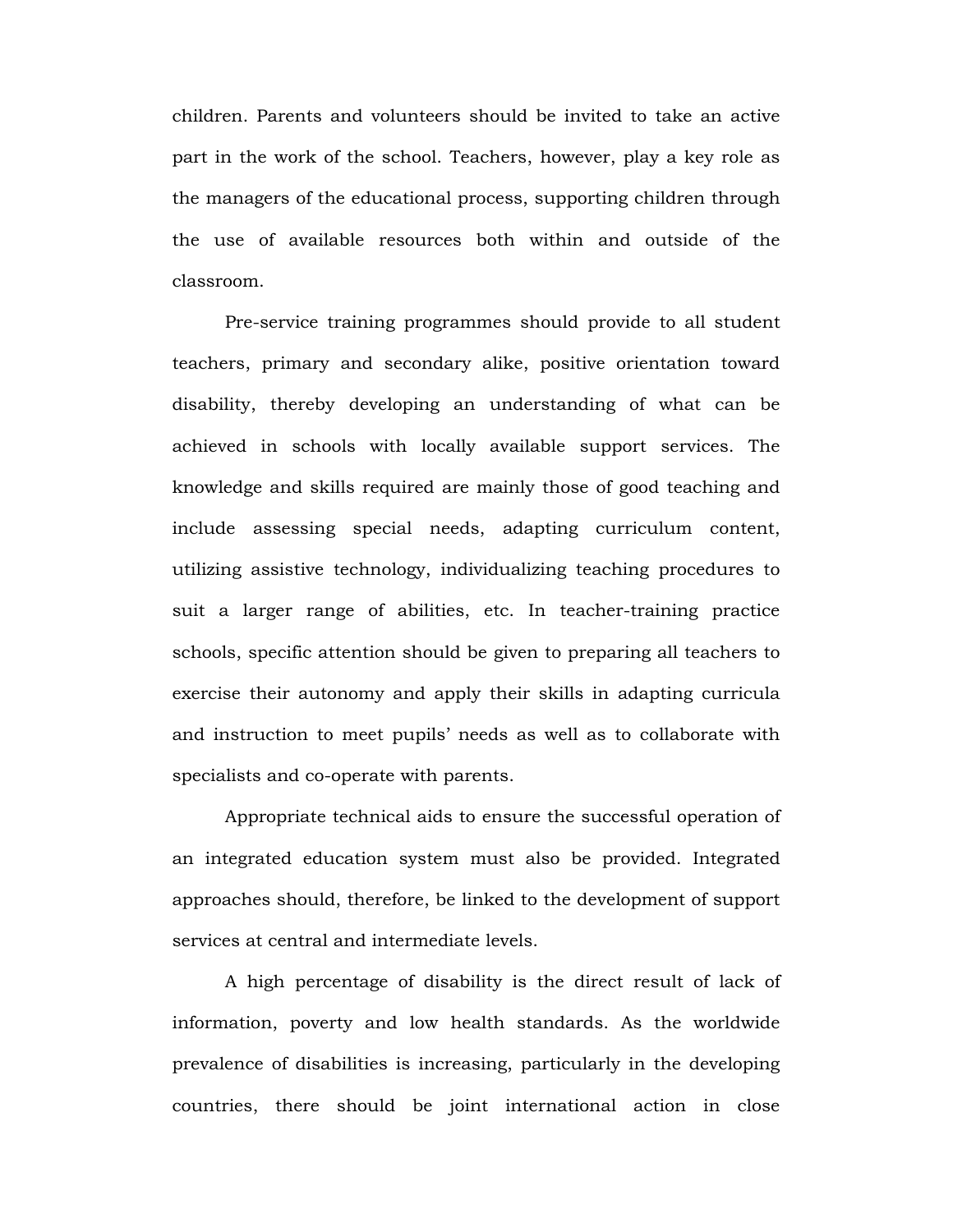children. Parents and volunteers should be invited to take an active part in the work of the school. Teachers, however, play a key role as the managers of the educational process, supporting children through the use of available resources both within and outside of the classroom.

Pre-service training programmes should provide to all student teachers, primary and secondary alike, positive orientation toward disability, thereby developing an understanding of what can be achieved in schools with locally available support services. The knowledge and skills required are mainly those of good teaching and include assessing special needs, adapting curriculum content, utilizing assistive technology, individualizing teaching procedures to suit a larger range of abilities, etc. In teacher-training practice schools, specific attention should be given to preparing all teachers to exercise their autonomy and apply their skills in adapting curricula and instruction to meet pupils' needs as well as to collaborate with specialists and co-operate with parents.

Appropriate technical aids to ensure the successful operation of an integrated education system must also be provided. Integrated approaches should, therefore, be linked to the development of support services at central and intermediate levels.

A high percentage of disability is the direct result of lack of information, poverty and low health standards. As the worldwide prevalence of disabilities is increasing, particularly in the developing countries, there should be joint international action in close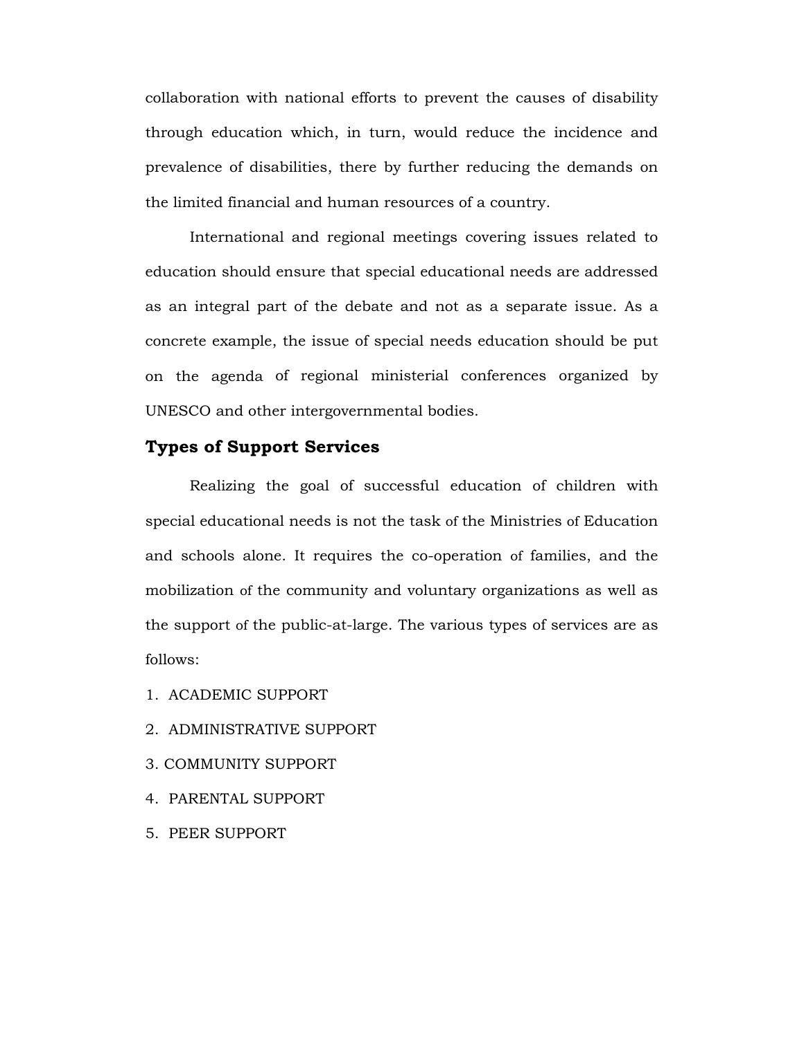collaboration with national efforts to prevent the causes of disability through education which, in turn, would reduce the incidence and prevalence of disabilities, there by further reducing the demands on the limited financial and human resources of a country.

International and regional meetings covering issues related to education should ensure that special educational needs are addressed as an integral part of the debate and not as a separate issue. As a concrete example, the issue of special needs education should be put on the agenda of regional ministerial conferences organized by UNESCO and other intergovernmental bodies.

## Types of Support Services

Realizing the goal of successful education of children with special educational needs is not the task of the Ministries of Education and schools alone. It requires the co-operation of families, and the mobilization of the community and voluntary organizations as well as the support of the public-at-large. The various types of services are as follows:

1. ACADEMIC SUPPORT
2. ADMINISTRATIVE SUPPORT
3. COMMUNITY SUPPORT
4. PARENTAL SUPPORT
5. PEER SUPPORT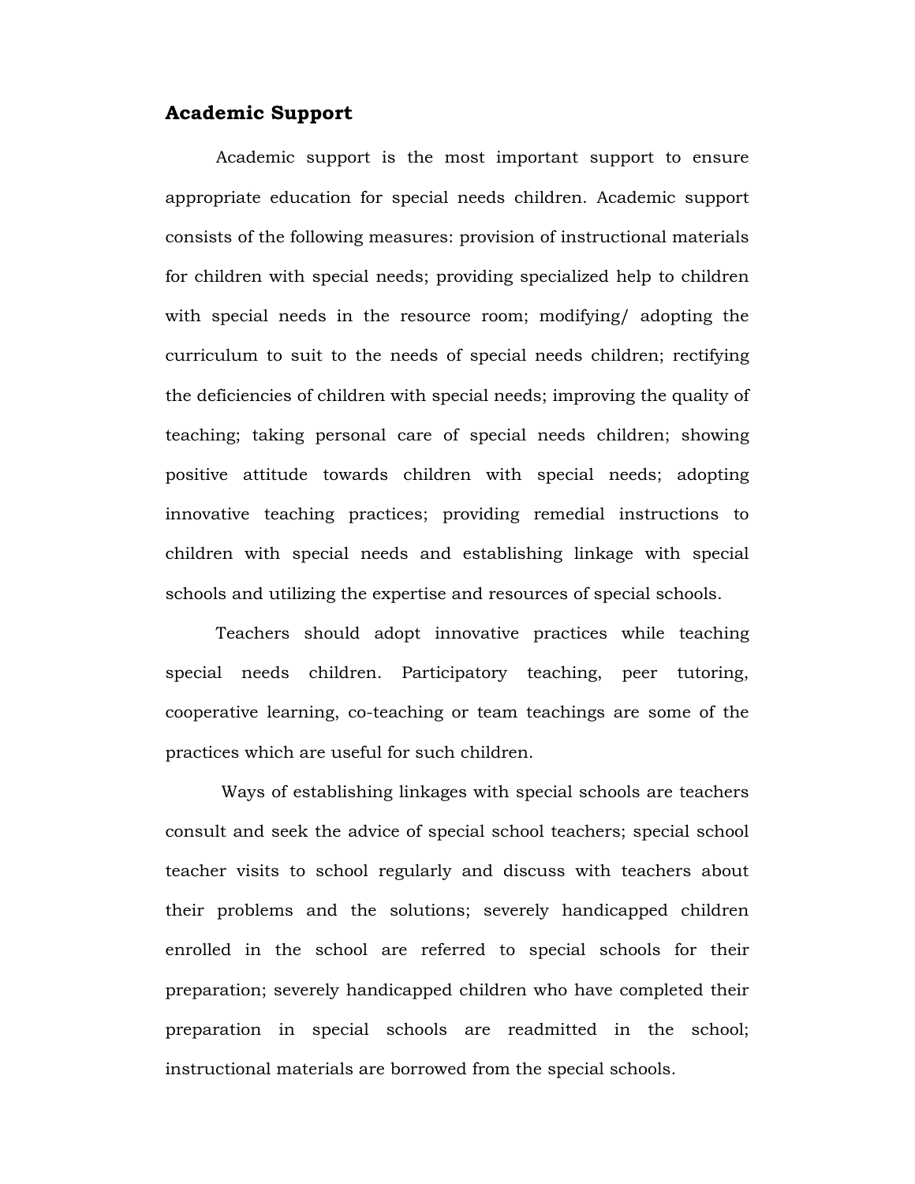## Academic Support

Academic support is the most important support to ensure appropriate education for special needs children. Academic support consists of the following measures: provision of instructional materials for children with special needs; providing specialized help to children with special needs in the resource room; modifying/ adopting the curriculum to suit to the needs of special needs children; rectifying the deficiencies of children with special needs; improving the quality of teaching; taking personal care of special needs children; showing positive attitude towards children with special needs; adopting innovative teaching practices; providing remedial instructions to children with special needs and establishing linkage with special schools and utilizing the expertise and resources of special schools.

Teachers should adopt innovative practices while teaching special needs children. Participatory teaching, peer tutoring, cooperative learning, co-teaching or team teachings are some of the practices which are useful for such children.

Ways of establishing linkages with special schools are teachers consult and seek the advice of special school teachers; special school teacher visits to school regularly and discuss with teachers about their problems and the solutions; severely handicapped children enrolled in the school are referred to special schools for their preparation; severely handicapped children who have completed their preparation in special schools are readmitted in the school; instructional materials are borrowed from the special schools.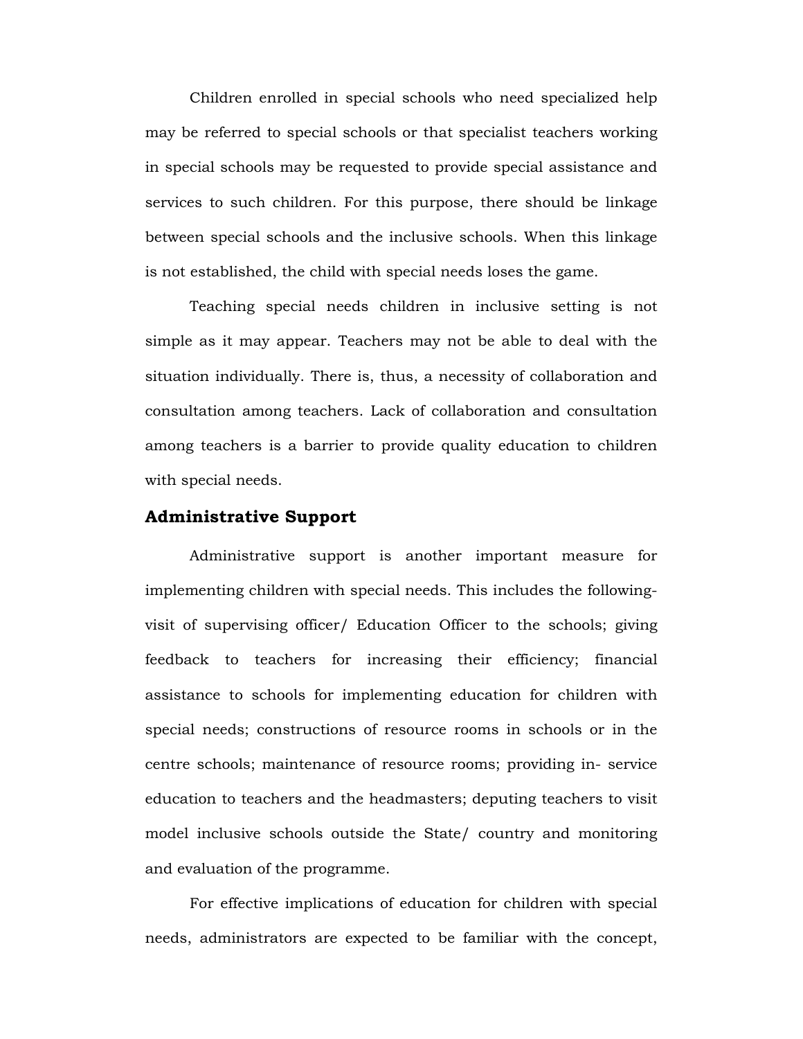Children enrolled in special schools who need specialized help may be referred to special schools or that specialist teachers working in special schools may be requested to provide special assistance and services to such children. For this purpose, there should be linkage between special schools and the inclusive schools. When this linkage is not established, the child with special needs loses the game.

Teaching special needs children in inclusive setting is not simple as it may appear. Teachers may not be able to deal with the situation individually. There is, thus, a necessity of collaboration and consultation among teachers. Lack of collaboration and consultation among teachers is a barrier to provide quality education to children with special needs.

## Administrative Support

Administrative support is another important measure for implementing children with special needs. This includes the following- visit of supervising officer/ Education Officer to the schools; giving feedback to teachers for increasing their efficiency; financial assistance to schools for implementing education for children with special needs; constructions of resource rooms in schools or in the centre schools; maintenance of resource rooms; providing in- service education to teachers and the headmasters; deputing teachers to visit model inclusive schools outside the State/ country and monitoring and evaluation of the programme.

For effective implications of education for children with special needs, administrators are expected to be familiar with the concept,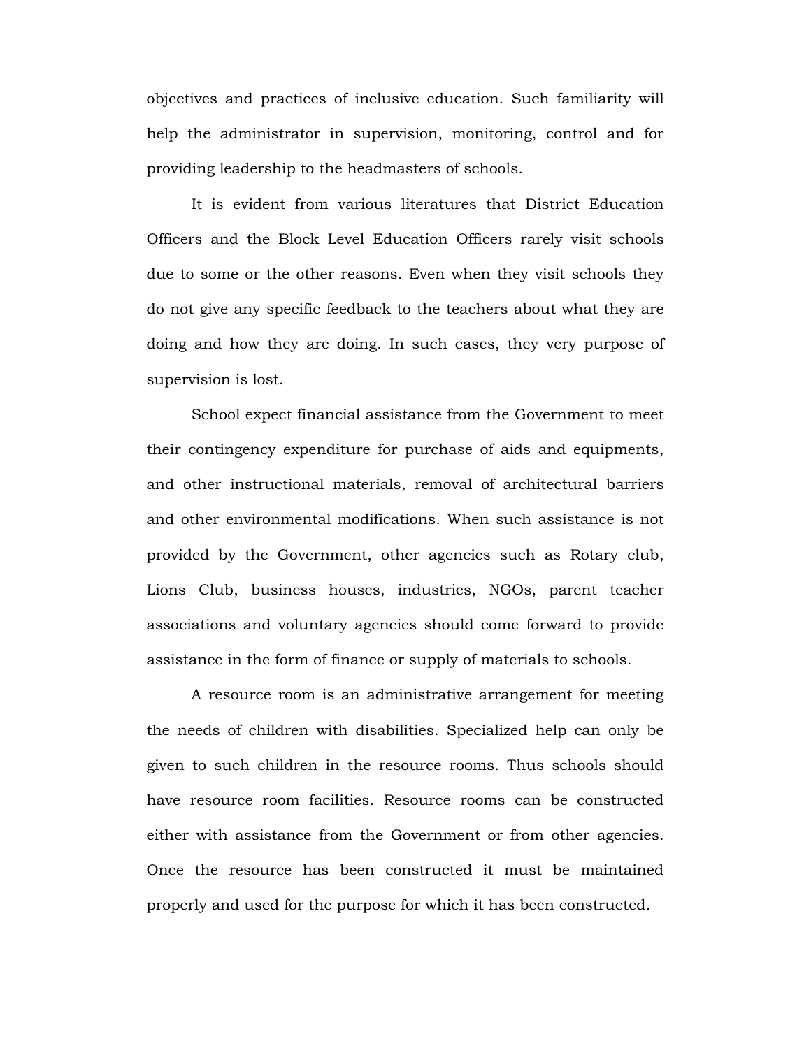objectives and practices of inclusive education. Such familiarity will help the administrator in supervision, monitoring, control and for providing leadership to the headmasters of schools.

It is evident from various literatures that District Education Officers and the Block Level Education Officers rarely visit schools due to some or the other reasons. Even when they visit schools they do not give any specific feedback to the teachers about what they are doing and how they are doing. In such cases, they very purpose of supervision is lost.

School expect financial assistance from the Government to meet their contingency expenditure for purchase of aids and equipments, and other instructional materials, removal of architectural barriers and other environmental modifications. When such assistance is not provided by the Government, other agencies such as Rotary club, Lions Club, business houses, industries, NGOs, parent teacher associations and voluntary agencies should come forward to provide assistance in the form of finance or supply of materials to schools.

A resource room is an administrative arrangement for meeting the needs of children with disabilities. Specialized help can only be given to such children in the resource rooms. Thus schools should have resource room facilities. Resource rooms can be constructed either with assistance from the Government or from other agencies. Once the resource has been constructed it must be maintained properly and used for the purpose for which it has been constructed.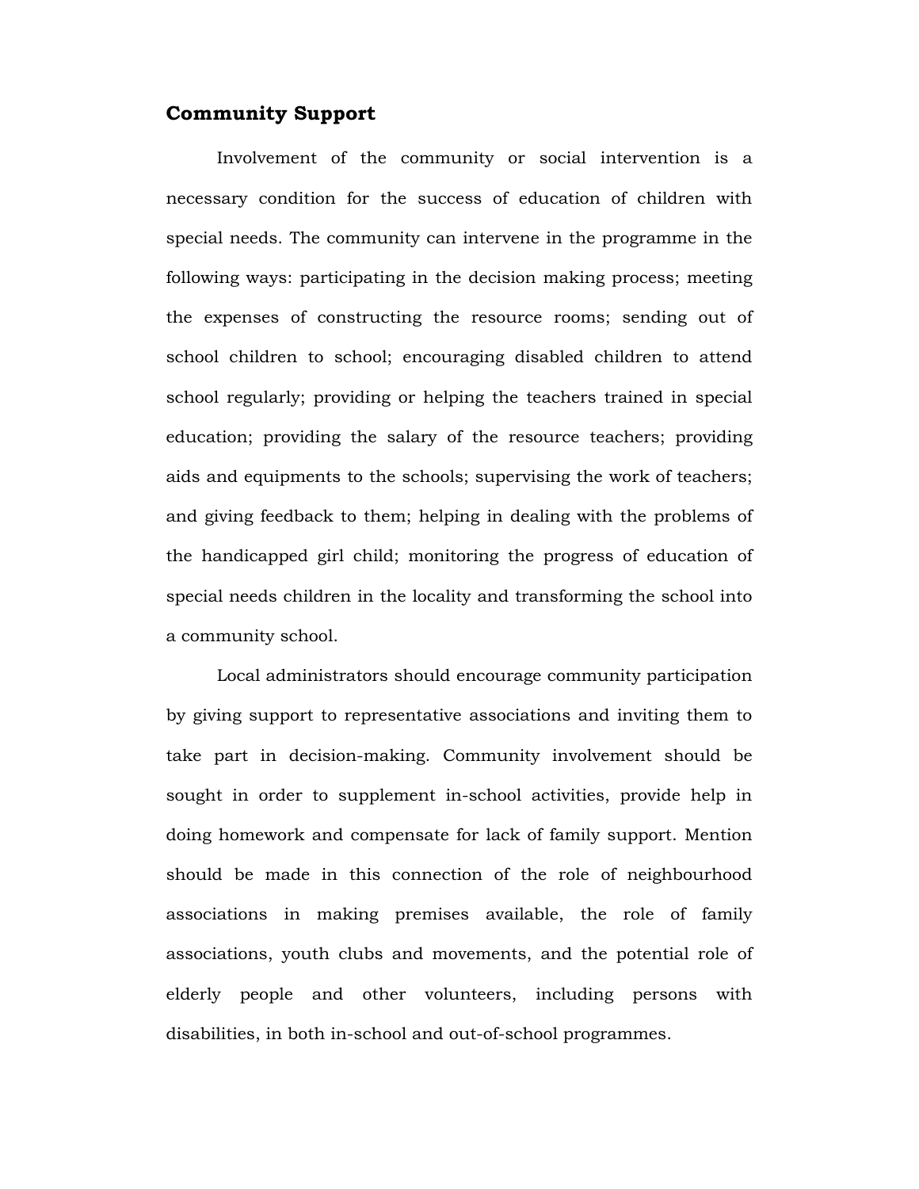## Community Support

Involvement of the community or social intervention is a necessary condition for the success of education of children with special needs. The community can intervene in the programme in the following ways: participating in the decision making process; meeting the expenses of constructing the resource rooms; sending out of school children to school; encouraging disabled children to attend school regularly; providing or helping the teachers trained in special education; providing the salary of the resource teachers; providing aids and equipments to the schools; supervising the work of teachers; and giving feedback to them; helping in dealing with the problems of the handicapped girl child; monitoring the progress of education of special needs children in the locality and transforming the school into a community school.

Local administrators should encourage community participation by giving support to representative associations and inviting them to take part in decision-making. Community involvement should be sought in order to supplement in-school activities, provide help in doing homework and compensate for lack of family support. Mention should be made in this connection of the role of neighbourhood associations in making premises available, the role of family associations, youth clubs and movements, and the potential role of elderly people and other volunteers, including persons with disabilities, in both in-school and out-of-school programmes.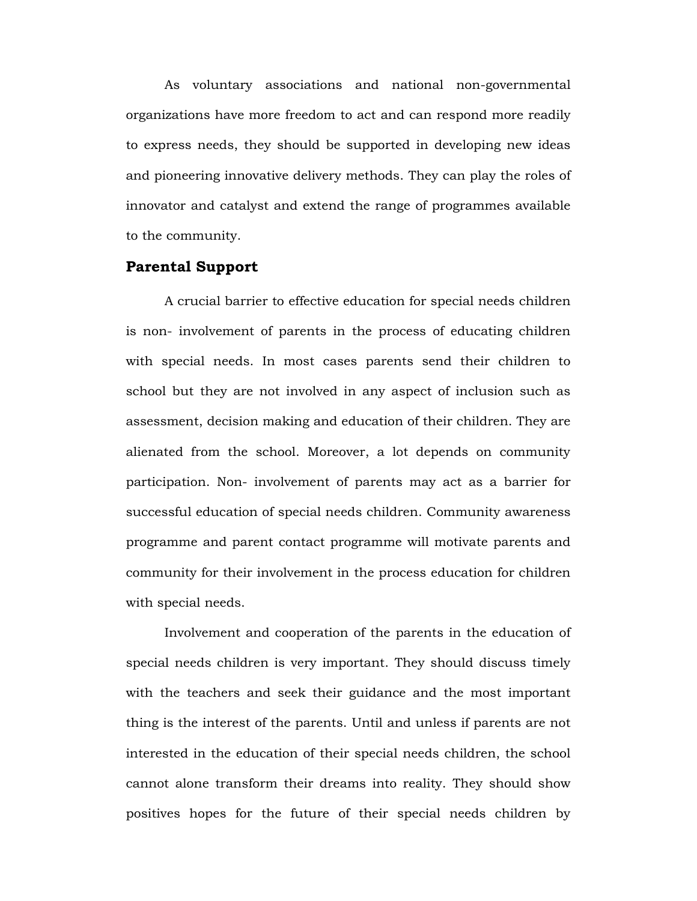As voluntary associations and national non-governmental organizations have more freedom to act and can respond more readily to express needs, they should be supported in developing new ideas and pioneering innovative delivery methods. They can play the roles of innovator and catalyst and extend the range of programmes available to the community.

## Parental Support

A crucial barrier to effective education for special needs children is non- involvement of parents in the process of educating children with special needs. In most cases parents send their children to school but they are not involved in any aspect of inclusion such as assessment, decision making and education of their children. They are alienated from the school. Moreover, a lot depends on community participation. Non- involvement of parents may act as a barrier for successful education of special needs children. Community awareness programme and parent contact programme will motivate parents and community for their involvement in the process education for children with special needs.

Involvement and cooperation of the parents in the education of special needs children is very important. They should discuss timely with the teachers and seek their guidance and the most important thing is the interest of the parents. Until and unless if parents are not interested in the education of their special needs children, the school cannot alone transform their dreams into reality. They should show positives hopes for the future of their special needs children by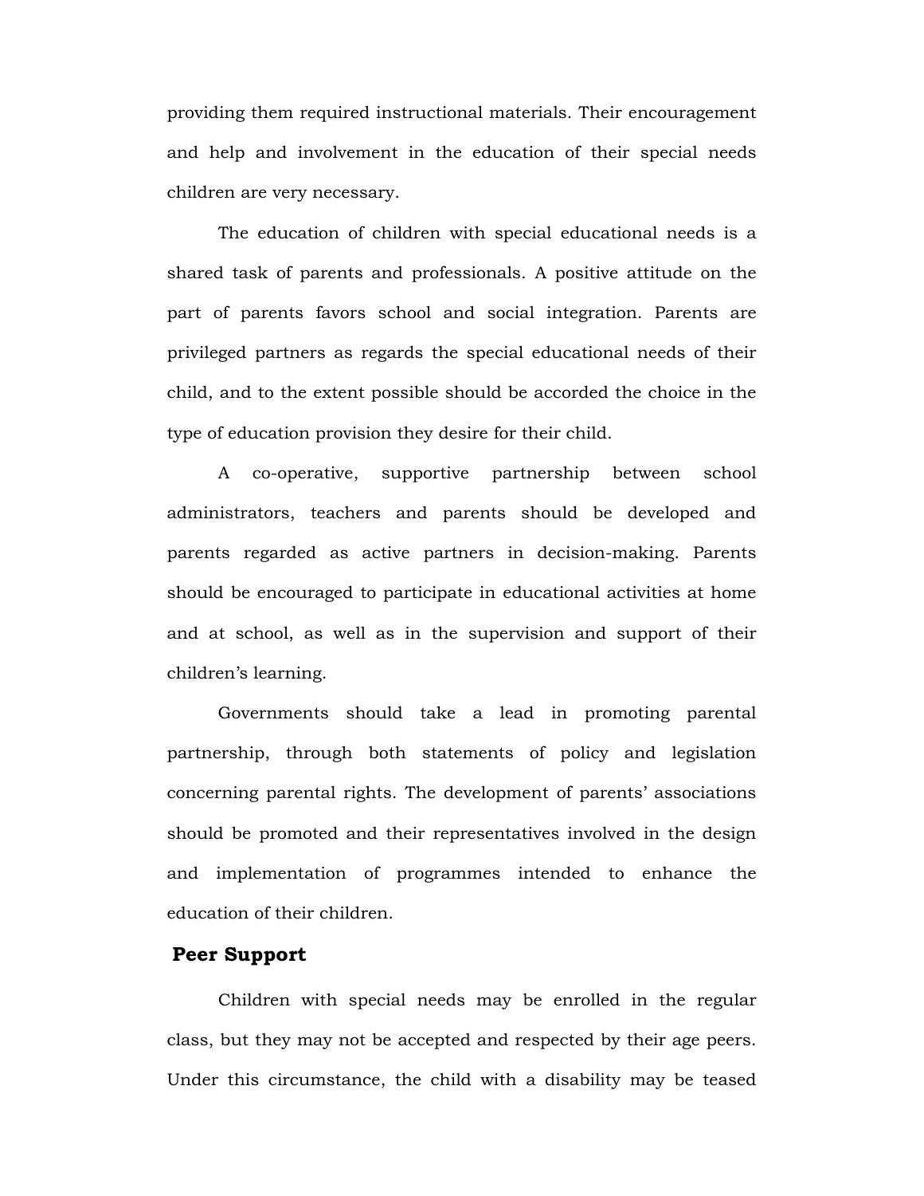providing them required instructional materials. Their encouragement and help and involvement in the education of their special needs children are very necessary.

The education of children with special educational needs is a shared task of parents and professionals. A positive attitude on the part of parents favors school and social integration. Parents are privileged partners as regards the special educational needs of their child, and to the extent possible should be accorded the choice in the type of education provision they desire for their child.

A co-operative, supportive partnership between school administrators, teachers and parents should be developed and parents regarded as active partners in decision-making. Parents should be encouraged to participate in educational activities at home and at school, as well as in the supervision and support of their children's learning.

Governments should take a lead in promoting parental partnership, through both statements of policy and legislation concerning parental rights. The development of parents' associations should be promoted and their representatives involved in the design and implementation of programmes intended to enhance the education of their children.

### Peer Support

Children with special needs may be enrolled in the regular class, but they may not be accepted and respected by their age peers. Under this circumstance, the child with a disability may be teased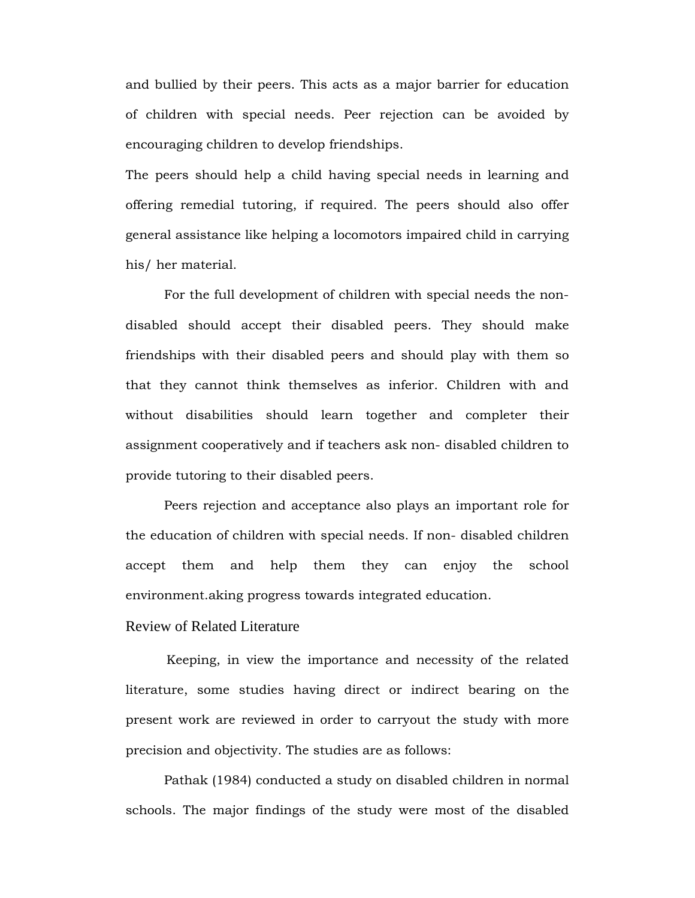and bullied by their peers. This acts as a major barrier for education of children with special needs. Peer rejection can be avoided by encouraging children to develop friendships.

The peers should help a child having special needs in learning and offering remedial tutoring, if required. The peers should also offer general assistance like helping a locomotors impaired child in carrying his/ her material.

For the full development of children with special needs the non-disabled should accept their disabled peers. They should make friendships with their disabled peers and should play with them so that they cannot think themselves as inferior. Children with and without disabilities should learn together and completer their assignment cooperatively and if teachers ask non- disabled children to provide tutoring to their disabled peers.

Peers rejection and acceptance also plays an important role for the education of children with special needs. If non- disabled children accept them and help them they can enjoy the school environment.aking progress towards integrated education.

## Review of Related Literature

Keeping, in view the importance and necessity of the related literature, some studies having direct or indirect bearing on the present work are reviewed in order to carryout the study with more precision and objectivity. The studies are as follows:

Pathak (1984) conducted a study on disabled children in normal schools. The major findings of the study were most of the disabled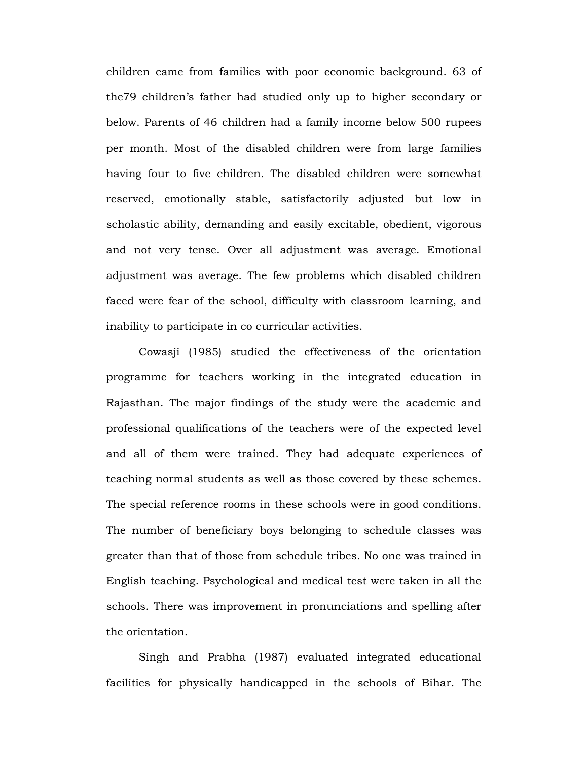children came from families with poor economic background. 63 of the79 children's father had studied only up to higher secondary or below. Parents of 46 children had a family income below 500 rupees per month. Most of the disabled children were from large families having four to five children. The disabled children were somewhat reserved, emotionally stable, satisfactorily adjusted but low in scholastic ability, demanding and easily excitable, obedient, vigorous and not very tense. Over all adjustment was average. Emotional adjustment was average. The few problems which disabled children faced were fear of the school, difficulty with classroom learning, and inability to participate in co curricular activities.

Cowasji (1985) studied the effectiveness of the orientation programme for teachers working in the integrated education in Rajasthan. The major findings of the study were the academic and professional qualifications of the teachers were of the expected level and all of them were trained. They had adequate experiences of teaching normal students as well as those covered by these schemes. The special reference rooms in these schools were in good conditions. The number of beneficiary boys belonging to schedule classes was greater than that of those from schedule tribes. No one was trained in English teaching. Psychological and medical test were taken in all the schools. There was improvement in pronunciations and spelling after the orientation.

Singh and Prabha (1987) evaluated integrated educational facilities for physically handicapped in the schools of Bihar. The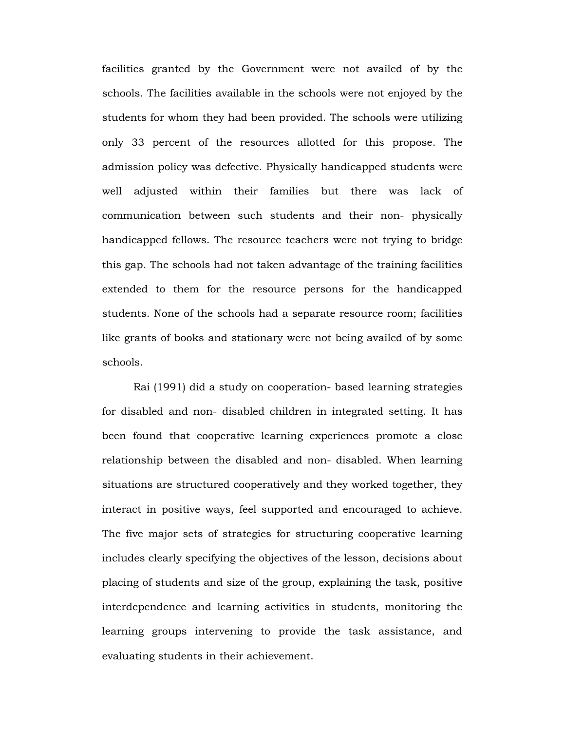facilities granted by the Government were not availed of by the schools. The facilities available in the schools were not enjoyed by the students for whom they had been provided. The schools were utilizing only 33 percent of the resources allotted for this propose. The admission policy was defective. Physically handicapped students were well adjusted within their families but there was lack of communication between such students and their non- physically handicapped fellows. The resource teachers were not trying to bridge this gap. The schools had not taken advantage of the training facilities extended to them for the resource persons for the handicapped students. None of the schools had a separate resource room; facilities like grants of books and stationary were not being availed of by some schools.

Rai (1991) did a study on cooperation- based learning strategies for disabled and non- disabled children in integrated setting. It has been found that cooperative learning experiences promote a close relationship between the disabled and non- disabled. When learning situations are structured cooperatively and they worked together, they interact in positive ways, feel supported and encouraged to achieve. The five major sets of strategies for structuring cooperative learning includes clearly specifying the objectives of the lesson, decisions about placing of students and size of the group, explaining the task, positive interdependence and learning activities in students, monitoring the learning groups intervening to provide the task assistance, and evaluating students in their achievement.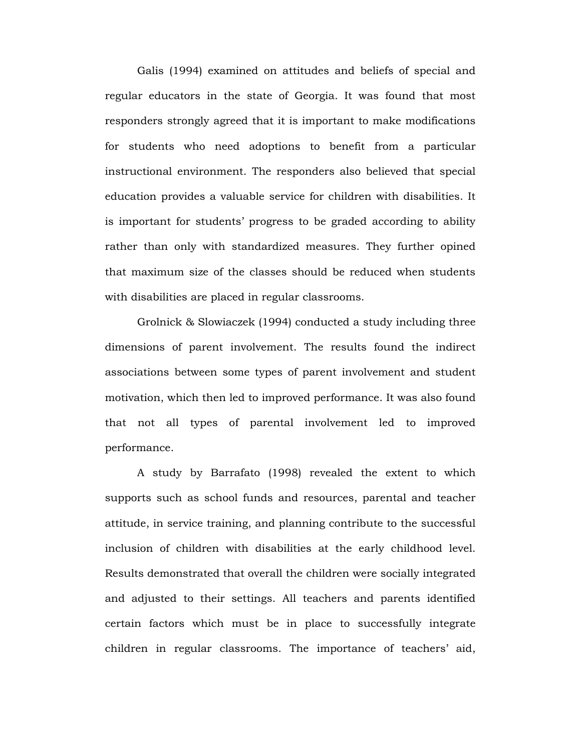Galis (1994) examined on attitudes and beliefs of special and regular educators in the state of Georgia. It was found that most responders strongly agreed that it is important to make modifications for students who need adoptions to benefit from a particular instructional environment. The responders also believed that special education provides a valuable service for children with disabilities. It is important for students' progress to be graded according to ability rather than only with standardized measures. They further opined that maximum size of the classes should be reduced when students with disabilities are placed in regular classrooms.

Grolnick & Slowiaczek (1994) conducted a study including three dimensions of parent involvement. The results found the indirect associations between some types of parent involvement and student motivation, which then led to improved performance. It was also found that not all types of parental involvement led to improved performance.

A study by Barrafato (1998) revealed the extent to which supports such as school funds and resources, parental and teacher attitude, in service training, and planning contribute to the successful inclusion of children with disabilities at the early childhood level. Results demonstrated that overall the children were socially integrated and adjusted to their settings. All teachers and parents identified certain factors which must be in place to successfully integrate children in regular classrooms. The importance of teachers' aid,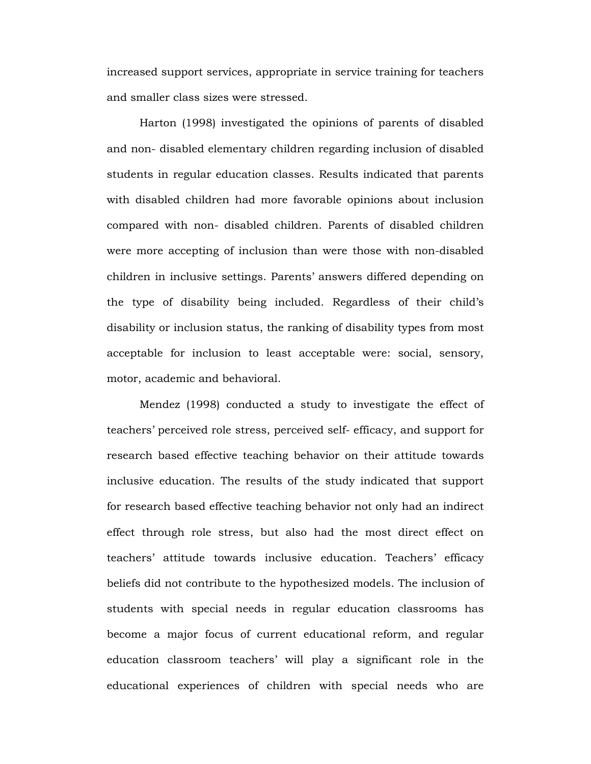increased support services, appropriate in service training for teachers and smaller class sizes were stressed.

Harton (1998) investigated the opinions of parents of disabled and non- disabled elementary children regarding inclusion of disabled students in regular education classes. Results indicated that parents with disabled children had more favorable opinions about inclusion compared with non- disabled children. Parents of disabled children were more accepting of inclusion than were those with non-disabled children in inclusive settings. Parents' answers differed depending on the type of disability being included. Regardless of their child's disability or inclusion status, the ranking of disability types from most acceptable for inclusion to least acceptable were: social, sensory, motor, academic and behavioral.

Mendez (1998) conducted a study to investigate the effect of teachers' perceived role stress, perceived self- efficacy, and support for research based effective teaching behavior on their attitude towards inclusive education. The results of the study indicated that support for research based effective teaching behavior not only had an indirect effect through role stress, but also had the most direct effect on teachers' attitude towards inclusive education. Teachers' efficacy beliefs did not contribute to the hypothesized models. The inclusion of students with special needs in regular education classrooms has become a major focus of current educational reform, and regular education classroom teachers' will play a significant role in the educational experiences of children with special needs who are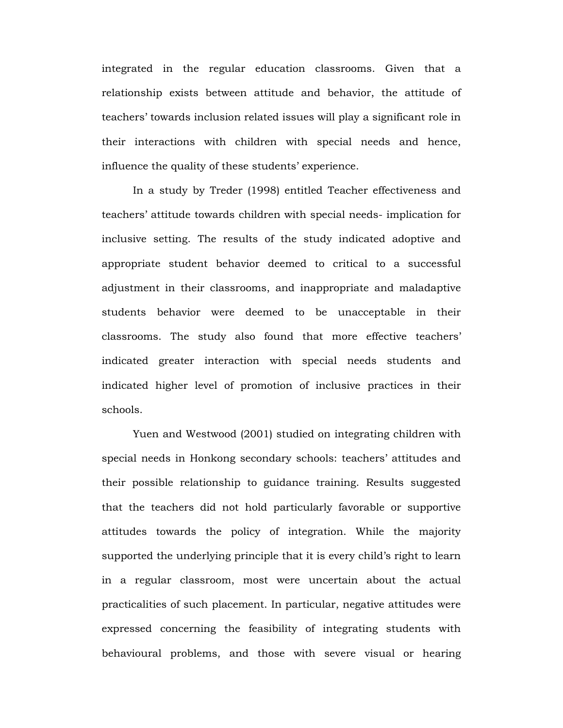integrated in the regular education classrooms. Given that a relationship exists between attitude and behavior, the attitude of teachers' towards inclusion related issues will play a significant role in their interactions with children with special needs and hence, influence the quality of these students' experience.

In a study by Treder (1998) entitled Teacher effectiveness and teachers' attitude towards children with special needs- implication for inclusive setting. The results of the study indicated adoptive and appropriate student behavior deemed to critical to a successful adjustment in their classrooms, and inappropriate and maladaptive students behavior were deemed to be unacceptable in their classrooms. The study also found that more effective teachers' indicated greater interaction with special needs students and indicated higher level of promotion of inclusive practices in their schools.

Yuen and Westwood (2001) studied on integrating children with special needs in Honkong secondary schools: teachers' attitudes and their possible relationship to guidance training. Results suggested that the teachers did not hold particularly favorable or supportive attitudes towards the policy of integration. While the majority supported the underlying principle that it is every child's right to learn in a regular classroom, most were uncertain about the actual practicalities of such placement. In particular, negative attitudes were expressed concerning the feasibility of integrating students with behavioural problems, and those with severe visual or hearing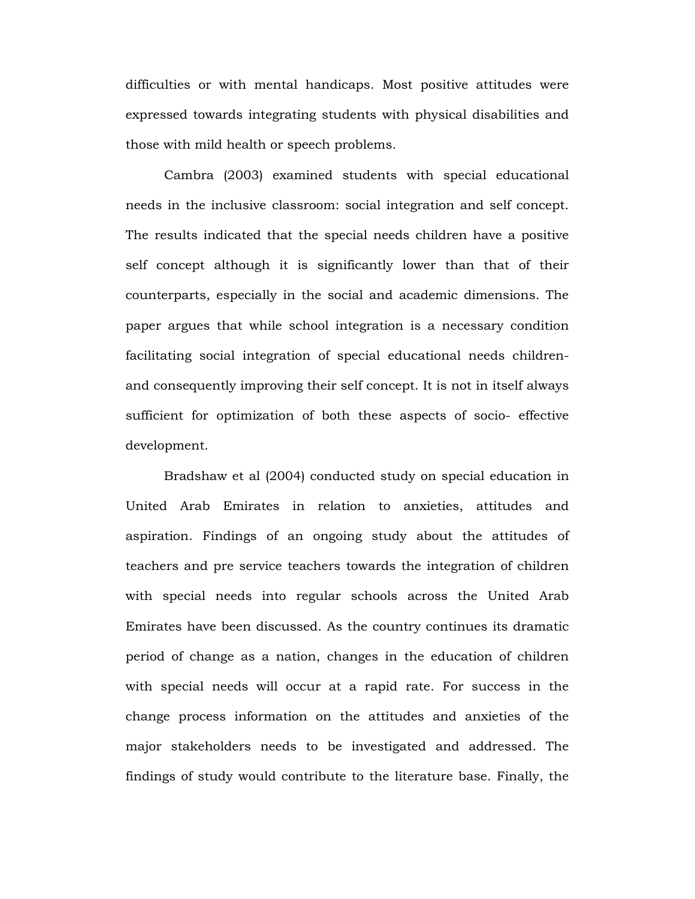difficulties or with mental handicaps. Most positive attitudes were expressed towards integrating students with physical disabilities and those with mild health or speech problems.

Cambra (2003) examined students with special educational needs in the inclusive classroom: social integration and self concept. The results indicated that the special needs children have a positive self concept although it is significantly lower than that of their counterparts, especially in the social and academic dimensions. The paper argues that while school integration is a necessary condition facilitating social integration of special educational needs children- and consequently improving their self concept. It is not in itself always sufficient for optimization of both these aspects of socio- effective development.

Bradshaw et al (2004) conducted study on special education in United Arab Emirates in relation to anxieties, attitudes and aspiration. Findings of an ongoing study about the attitudes of teachers and pre service teachers towards the integration of children with special needs into regular schools across the United Arab Emirates have been discussed. As the country continues its dramatic period of change as a nation, changes in the education of children with special needs will occur at a rapid rate. For success in the change process information on the attitudes and anxieties of the major stakeholders needs to be investigated and addressed. The findings of study would contribute to the literature base. Finally, the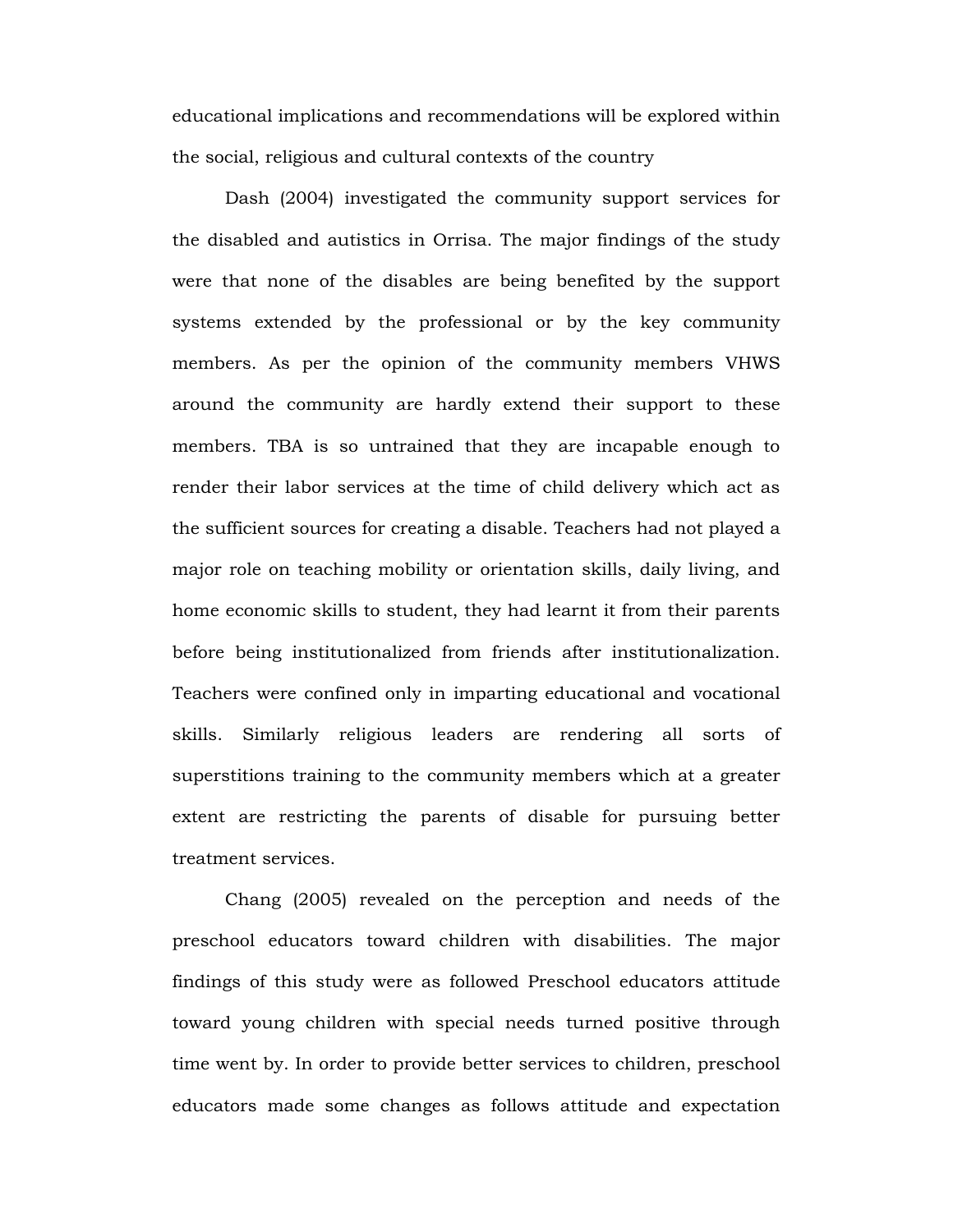educational implications and recommendations will be explored within the social, religious and cultural contexts of the country

Dash (2004) investigated the community support services for the disabled and autistics in Orrisa. The major findings of the study were that none of the disables are being benefited by the support systems extended by the professional or by the key community members. As per the opinion of the community members VHWS around the community are hardly extend their support to these members. TBA is so untrained that they are incapable enough to render their labor services at the time of child delivery which act as the sufficient sources for creating a disable. Teachers had not played a major role on teaching mobility or orientation skills, daily living, and home economic skills to student, they had learnt it from their parents before being institutionalized from friends after institutionalization. Teachers were confined only in imparting educational and vocational skills. Similarly religious leaders are rendering all sorts of superstitions training to the community members which at a greater extent are restricting the parents of disable for pursuing better treatment services.

Chang (2005) revealed on the perception and needs of the preschool educators toward children with disabilities. The major findings of this study were as followed Preschool educators attitude toward young children with special needs turned positive through time went by. In order to provide better services to children, preschool educators made some changes as follows attitude and expectation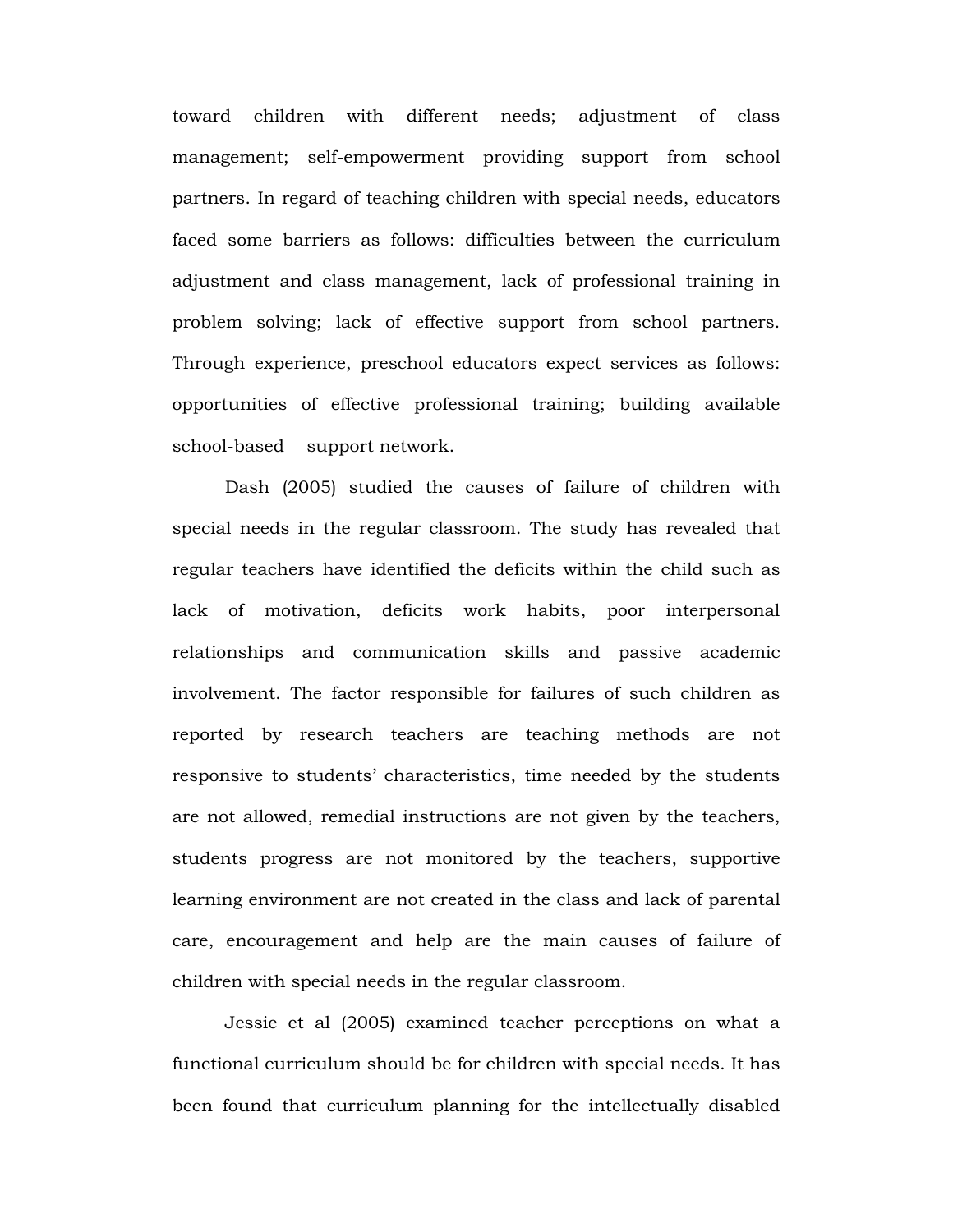toward children with different needs; adjustment of class management; self-empowerment providing support from school partners. In regard of teaching children with special needs, educators faced some barriers as follows: difficulties between the curriculum adjustment and class management, lack of professional training in problem solving; lack of effective support from school partners. Through experience, preschool educators expect services as follows: opportunities of effective professional training; building available school-based support network.

Dash (2005) studied the causes of failure of children with special needs in the regular classroom. The study has revealed that regular teachers have identified the deficits within the child such as lack of motivation, deficits work habits, poor interpersonal relationships and communication skills and passive academic involvement. The factor responsible for failures of such children as reported by research teachers are teaching methods are not responsive to students' characteristics, time needed by the students are not allowed, remedial instructions are not given by the teachers, students progress are not monitored by the teachers, supportive learning environment are not created in the class and lack of parental care, encouragement and help are the main causes of failure of children with special needs in the regular classroom.

Jessie et al (2005) examined teacher perceptions on what a functional curriculum should be for children with special needs. It has been found that curriculum planning for the intellectually disabled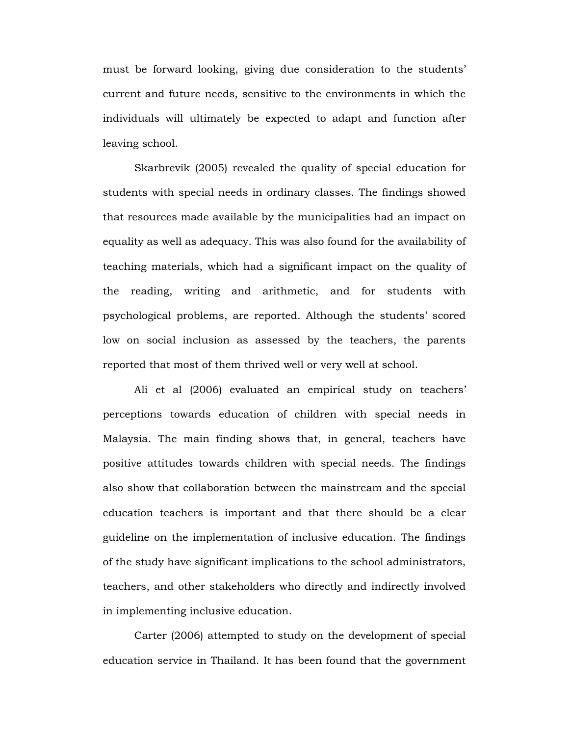must be forward looking, giving due consideration to the students' current and future needs, sensitive to the environments in which the individuals will ultimately be expected to adapt and function after leaving school.

Skarbrevik (2005) revealed the quality of special education for students with special needs in ordinary classes. The findings showed that resources made available by the municipalities had an impact on equality as well as adequacy. This was also found for the availability of teaching materials, which had a significant impact on the quality of the reading, writing and arithmetic, and for students with psychological problems, are reported. Although the students' scored low on social inclusion as assessed by the teachers, the parents reported that most of them thrived well or very well at school.

Ali et al (2006) evaluated an empirical study on teachers' perceptions towards education of children with special needs in Malaysia. The main finding shows that, in general, teachers have positive attitudes towards children with special needs. The findings also show that collaboration between the mainstream and the special education teachers is important and that there should be a clear guideline on the implementation of inclusive education. The findings of the study have significant implications to the school administrators, teachers, and other stakeholders who directly and indirectly involved in implementing inclusive education.

Carter (2006) attempted to study on the development of special education service in Thailand. It has been found that the government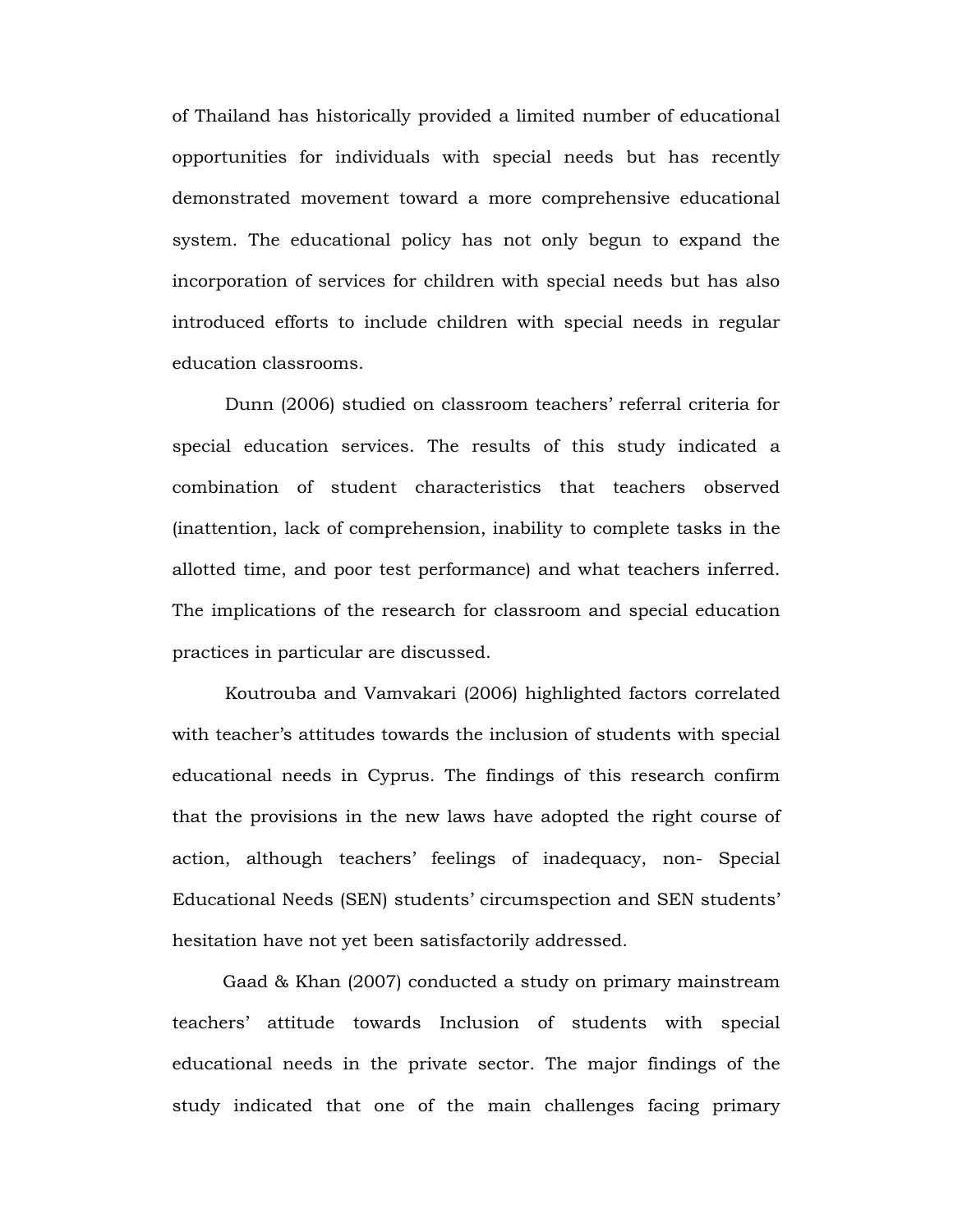of Thailand has historically provided a limited number of educational opportunities for individuals with special needs but has recently demonstrated movement toward a more comprehensive educational system. The educational policy has not only begun to expand the incorporation of services for children with special needs but has also introduced efforts to include children with special needs in regular education classrooms.

Dunn (2006) studied on classroom teachers' referral criteria for special education services. The results of this study indicated a combination of student characteristics that teachers observed (inattention, lack of comprehension, inability to complete tasks in the allotted time, and poor test performance) and what teachers inferred. The implications of the research for classroom and special education practices in particular are discussed.

Koutrouba and Vamvakari (2006) highlighted factors correlated with teacher's attitudes towards the inclusion of students with special educational needs in Cyprus. The findings of this research confirm that the provisions in the new laws have adopted the right course of action, although teachers' feelings of inadequacy, non- Special Educational Needs (SEN) students' circumspection and SEN students' hesitation have not yet been satisfactorily addressed.

Gaad & Khan (2007) conducted a study on primary mainstream teachers' attitude towards Inclusion of students with special educational needs in the private sector. The major findings of the study indicated that one of the main challenges facing primary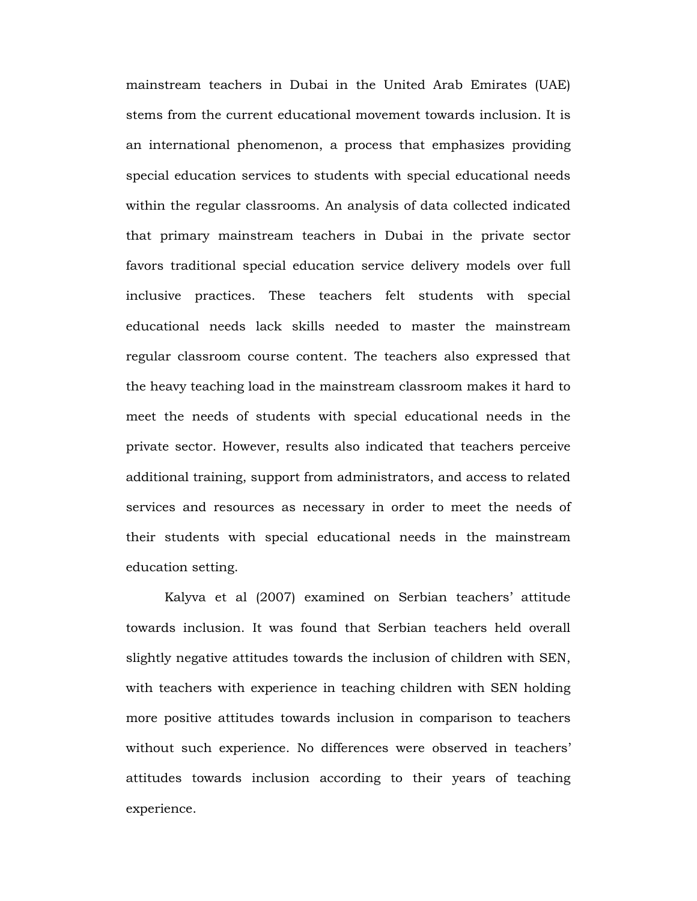mainstream teachers in Dubai in the United Arab Emirates (UAE) stems from the current educational movement towards inclusion. It is an international phenomenon, a process that emphasizes providing special education services to students with special educational needs within the regular classrooms. An analysis of data collected indicated that primary mainstream teachers in Dubai in the private sector favors traditional special education service delivery models over full inclusive practices. These teachers felt students with special educational needs lack skills needed to master the mainstream regular classroom course content. The teachers also expressed that the heavy teaching load in the mainstream classroom makes it hard to meet the needs of students with special educational needs in the private sector. However, results also indicated that teachers perceive additional training, support from administrators, and access to related services and resources as necessary in order to meet the needs of their students with special educational needs in the mainstream education setting.

Kalyva et al (2007) examined on Serbian teachers' attitude towards inclusion. It was found that Serbian teachers held overall slightly negative attitudes towards the inclusion of children with SEN, with teachers with experience in teaching children with SEN holding more positive attitudes towards inclusion in comparison to teachers without such experience. No differences were observed in teachers' attitudes towards inclusion according to their years of teaching experience.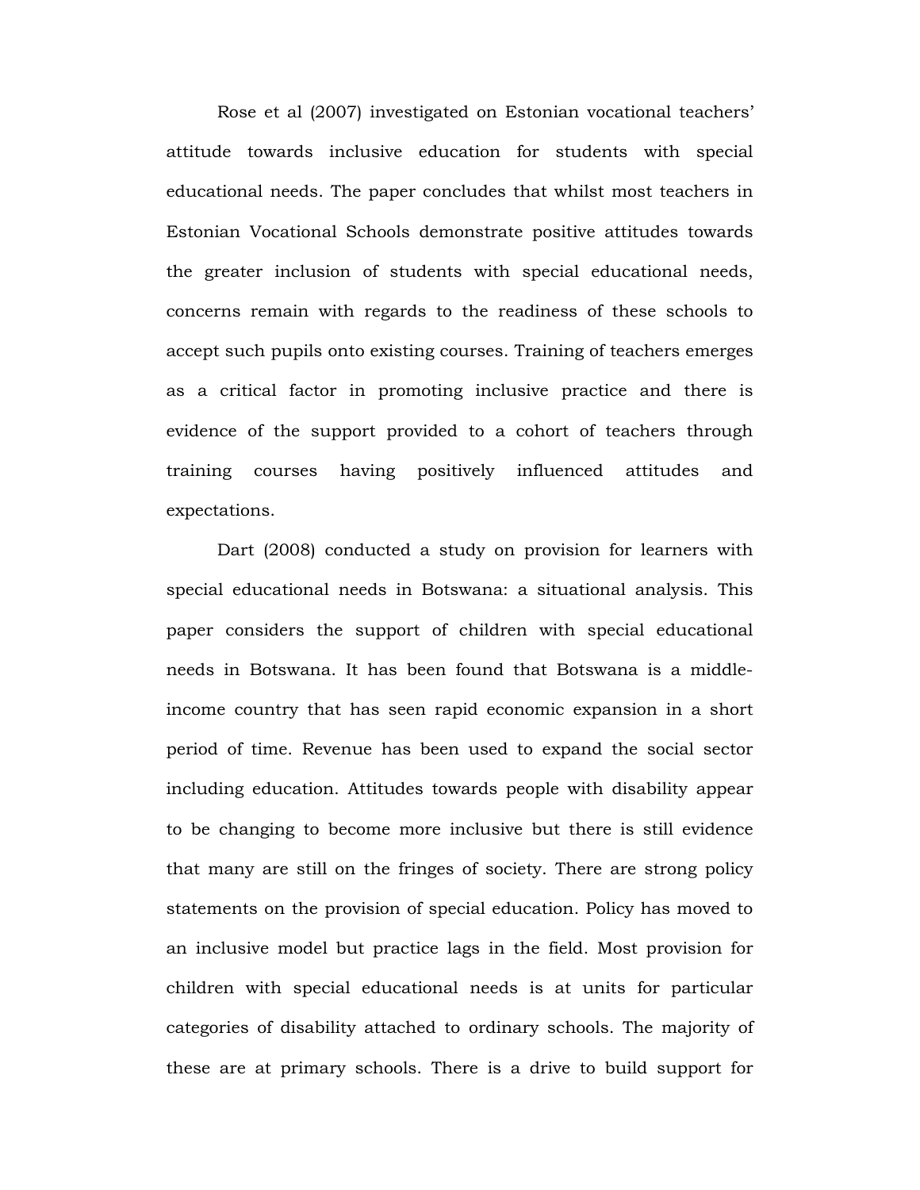Rose et al (2007) investigated on Estonian vocational teachers' attitude towards inclusive education for students with special educational needs. The paper concludes that whilst most teachers in Estonian Vocational Schools demonstrate positive attitudes towards the greater inclusion of students with special educational needs, concerns remain with regards to the readiness of these schools to accept such pupils onto existing courses. Training of teachers emerges as a critical factor in promoting inclusive practice and there is evidence of the support provided to a cohort of teachers through training courses having positively influenced attitudes and expectations.

Dart (2008) conducted a study on provision for learners with special educational needs in Botswana: a situational analysis. This paper considers the support of children with special educational needs in Botswana. It has been found that Botswana is a middle-income country that has seen rapid economic expansion in a short period of time. Revenue has been used to expand the social sector including education. Attitudes towards people with disability appear to be changing to become more inclusive but there is still evidence that many are still on the fringes of society. There are strong policy statements on the provision of special education. Policy has moved to an inclusive model but practice lags in the field. Most provision for children with special educational needs is at units for particular categories of disability attached to ordinary schools. The majority of these are at primary schools. There is a drive to build support for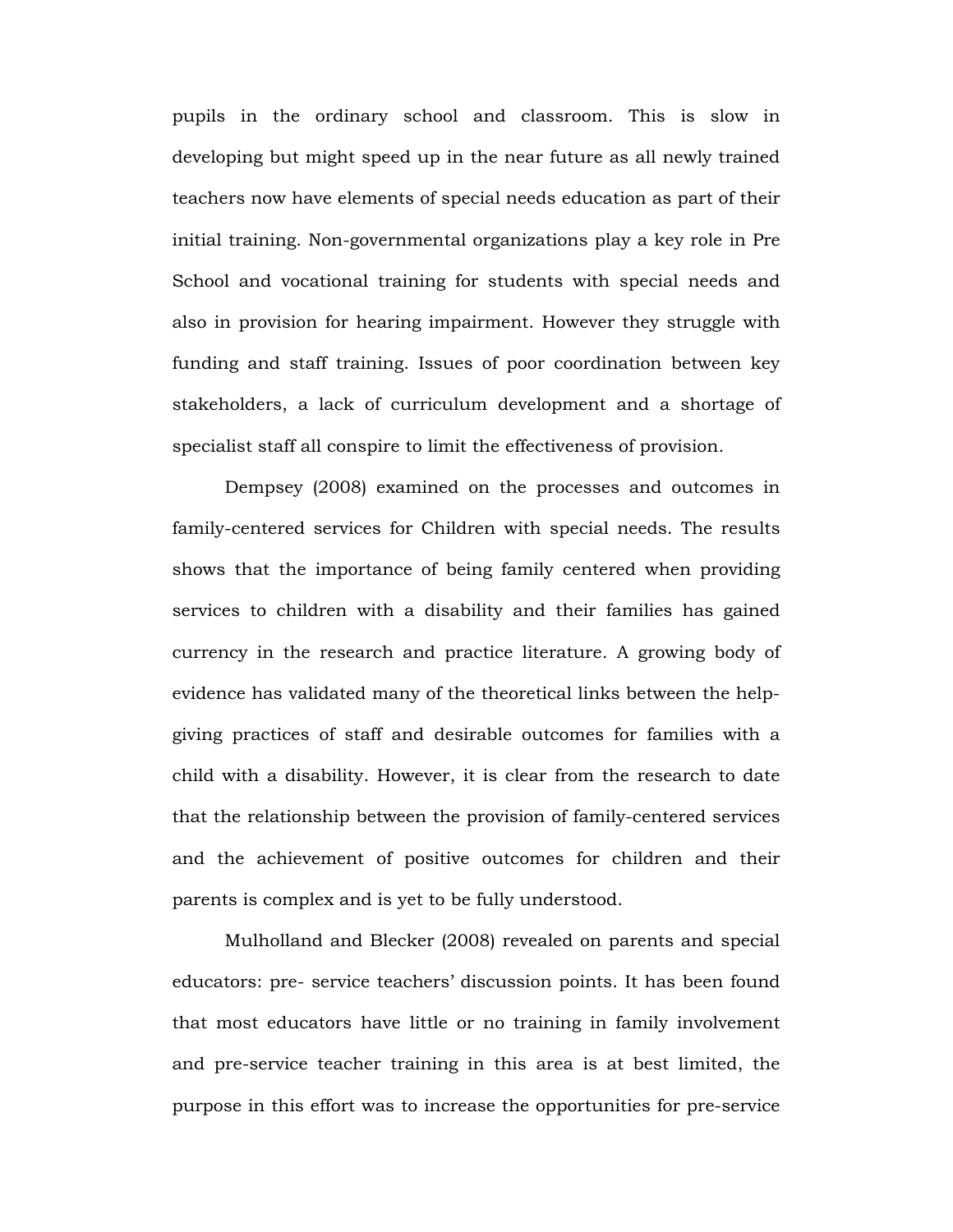pupils in the ordinary school and classroom. This is slow in developing but might speed up in the near future as all newly trained teachers now have elements of special needs education as part of their initial training. Non-governmental organizations play a key role in Pre School and vocational training for students with special needs and also in provision for hearing impairment. However they struggle with funding and staff training. Issues of poor coordination between key stakeholders, a lack of curriculum development and a shortage of specialist staff all conspire to limit the effectiveness of provision.

Dempsey (2008) examined on the processes and outcomes in family-centered services for Children with special needs. The results shows that the importance of being family centered when providing services to children with a disability and their families has gained currency in the research and practice literature. A growing body of evidence has validated many of the theoretical links between the help-giving practices of staff and desirable outcomes for families with a child with a disability. However, it is clear from the research to date that the relationship between the provision of family-centered services and the achievement of positive outcomes for children and their parents is complex and is yet to be fully understood.

Mulholland and Blecker (2008) revealed on parents and special educators: pre- service teachers' discussion points. It has been found that most educators have little or no training in family involvement and pre-service teacher training in this area is at best limited, the purpose in this effort was to increase the opportunities for pre-service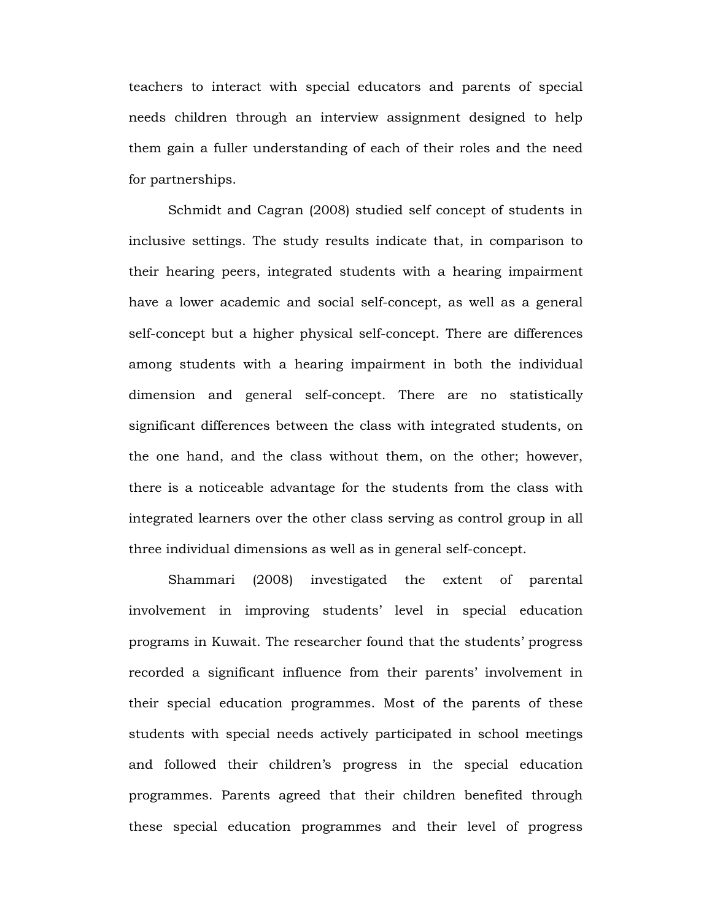teachers to interact with special educators and parents of special needs children through an interview assignment designed to help them gain a fuller understanding of each of their roles and the need for partnerships.

Schmidt and Cagran (2008) studied self concept of students in inclusive settings. The study results indicate that, in comparison to their hearing peers, integrated students with a hearing impairment have a lower academic and social self-concept, as well as a general self-concept but a higher physical self-concept. There are differences among students with a hearing impairment in both the individual dimension and general self-concept. There are no statistically significant differences between the class with integrated students, on the one hand, and the class without them, on the other; however, there is a noticeable advantage for the students from the class with integrated learners over the other class serving as control group in all three individual dimensions as well as in general self-concept.

Shammari (2008) investigated the extent of parental involvement in improving students' level in special education programs in Kuwait. The researcher found that the students' progress recorded a significant influence from their parents' involvement in their special education programmes. Most of the parents of these students with special needs actively participated in school meetings and followed their children's progress in the special education programmes. Parents agreed that their children benefited through these special education programmes and their level of progress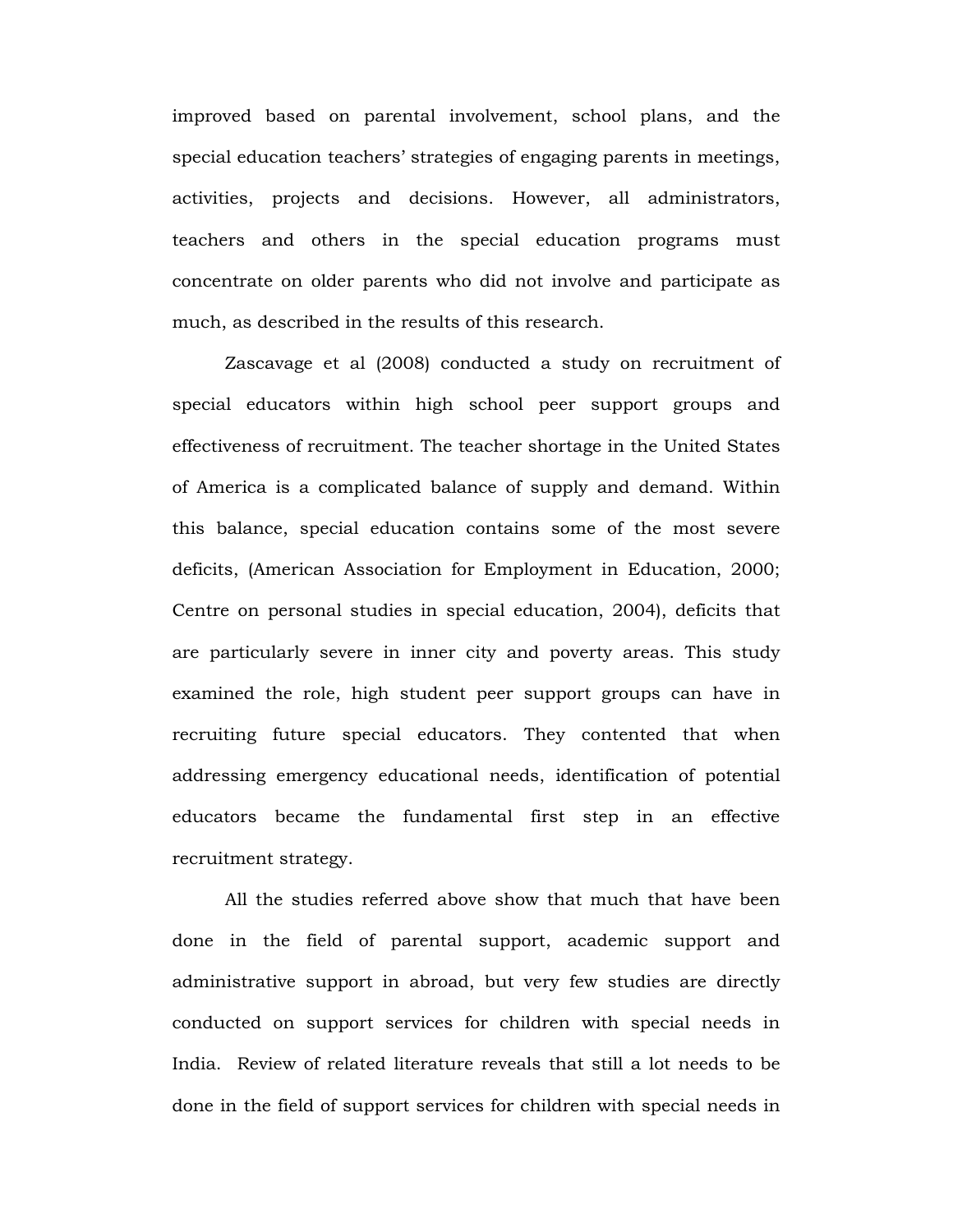improved based on parental involvement, school plans, and the special education teachers' strategies of engaging parents in meetings, activities, projects and decisions. However, all administrators, teachers and others in the special education programs must concentrate on older parents who did not involve and participate as much, as described in the results of this research.

Zascavage et al (2008) conducted a study on recruitment of special educators within high school peer support groups and effectiveness of recruitment. The teacher shortage in the United States of America is a complicated balance of supply and demand. Within this balance, special education contains some of the most severe deficits, (American Association for Employment in Education, 2000; Centre on personal studies in special education, 2004), deficits that are particularly severe in inner city and poverty areas. This study examined the role, high student peer support groups can have in recruiting future special educators. They contented that when addressing emergency educational needs, identification of potential educators became the fundamental first step in an effective recruitment strategy.

All the studies referred above show that much that have been done in the field of parental support, academic support and administrative support in abroad, but very few studies are directly conducted on support services for children with special needs in India. Review of related literature reveals that still a lot needs to be done in the field of support services for children with special needs in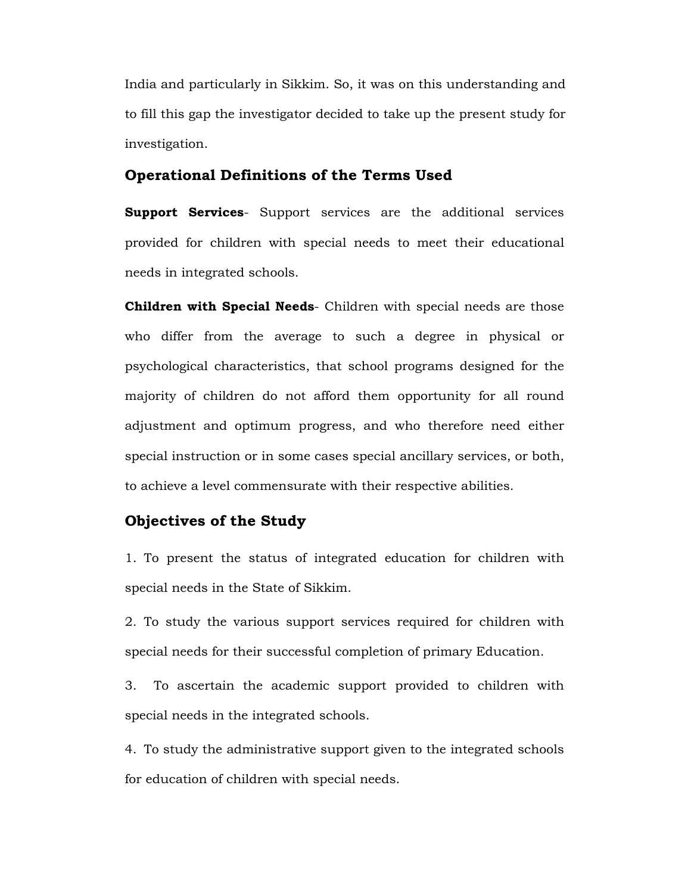India and particularly in Sikkim. So, it was on this understanding and to fill this gap the investigator decided to take up the present study for investigation.

## Operational Definitions of the Terms Used

**Support Services**- Support services are the additional services provided for children with special needs to meet their educational needs in integrated schools.

**Children with Special Needs**- Children with special needs are those who differ from the average to such a degree in physical or psychological characteristics, that school programs designed for the majority of children do not afford them opportunity for all round adjustment and optimum progress, and who therefore need either special instruction or in some cases special ancillary services, or both, to achieve a level commensurate with their respective abilities.

## Objectives of the Study

1. To present the status of integrated education for children with special needs in the State of Sikkim.

2. To study the various support services required for children with special needs for their successful completion of primary Education.

3. To ascertain the academic support provided to children with special needs in the integrated schools.

4. To study the administrative support given to the integrated schools for education of children with special needs.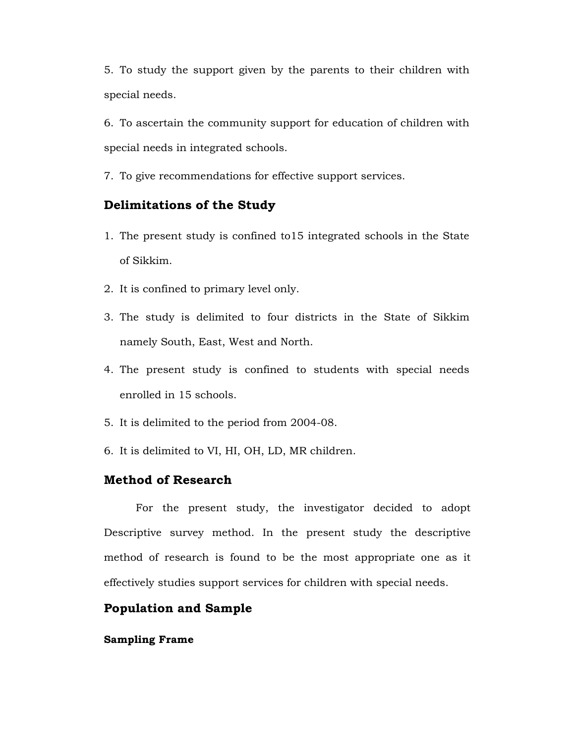5. To study the support given by the parents to their children with special needs.

6. To ascertain the community support for education of children with special needs in integrated schools.

7. To give recommendations for effective support services.

## Delimitations of the Study

1. The present study is confined to15 integrated schools in the State of Sikkim.
2. It is confined to primary level only.
3. The study is delimited to four districts in the State of Sikkim namely South, East, West and North.
4. The present study is confined to students with special needs enrolled in 15 schools.
5. It is delimited to the period from 2004-08.
6. It is delimited to VI, HI, OH, LD, MR children.

## Method of Research

For the present study, the investigator decided to adopt Descriptive survey method. In the present study the descriptive method of research is found to be the most appropriate one as it effectively studies support services for children with special needs.

## Population and Sample

### Sampling Frame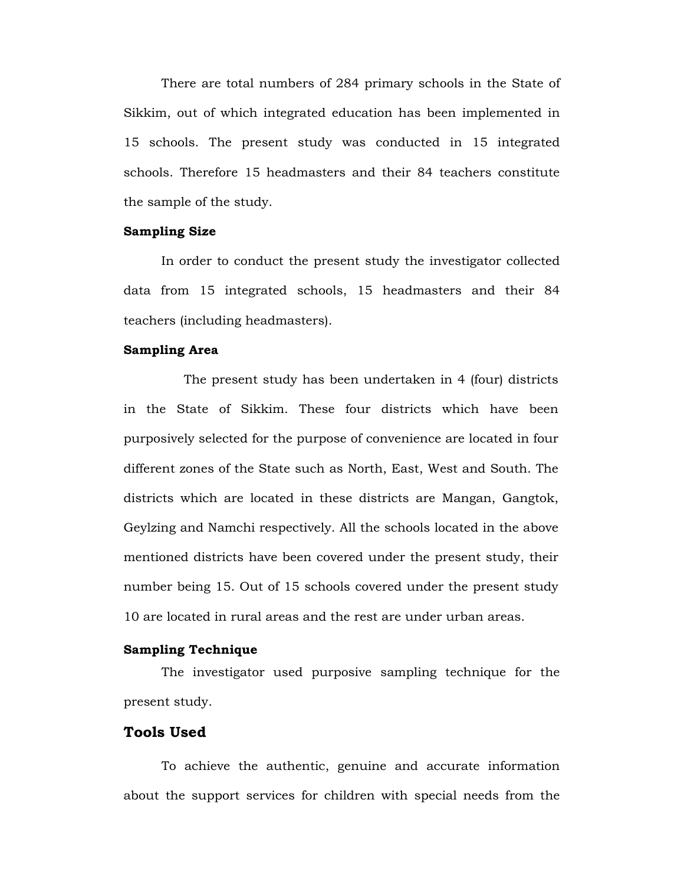There are total numbers of 284 primary schools in the State of Sikkim, out of which integrated education has been implemented in 15 schools. The present study was conducted in 15 integrated schools. Therefore 15 headmasters and their 84 teachers constitute the sample of the study.

**Sampling Size**

In order to conduct the present study the investigator collected data from 15 integrated schools, 15 headmasters and their 84 teachers (including headmasters).

**Sampling Area**

The present study has been undertaken in 4 (four) districts in the State of Sikkim. These four districts which have been purposively selected for the purpose of convenience are located in four different zones of the State such as North, East, West and South. The districts which are located in these districts are Mangan, Gangtok, Geylzing and Namchi respectively. All the schools located in the above mentioned districts have been covered under the present study, their number being 15. Out of 15 schools covered under the present study 10 are located in rural areas and the rest are under urban areas.

**Sampling Technique**

The investigator used purposive sampling technique for the present study.

## Tools Used

To achieve the authentic, genuine and accurate information about the support services for children with special needs from the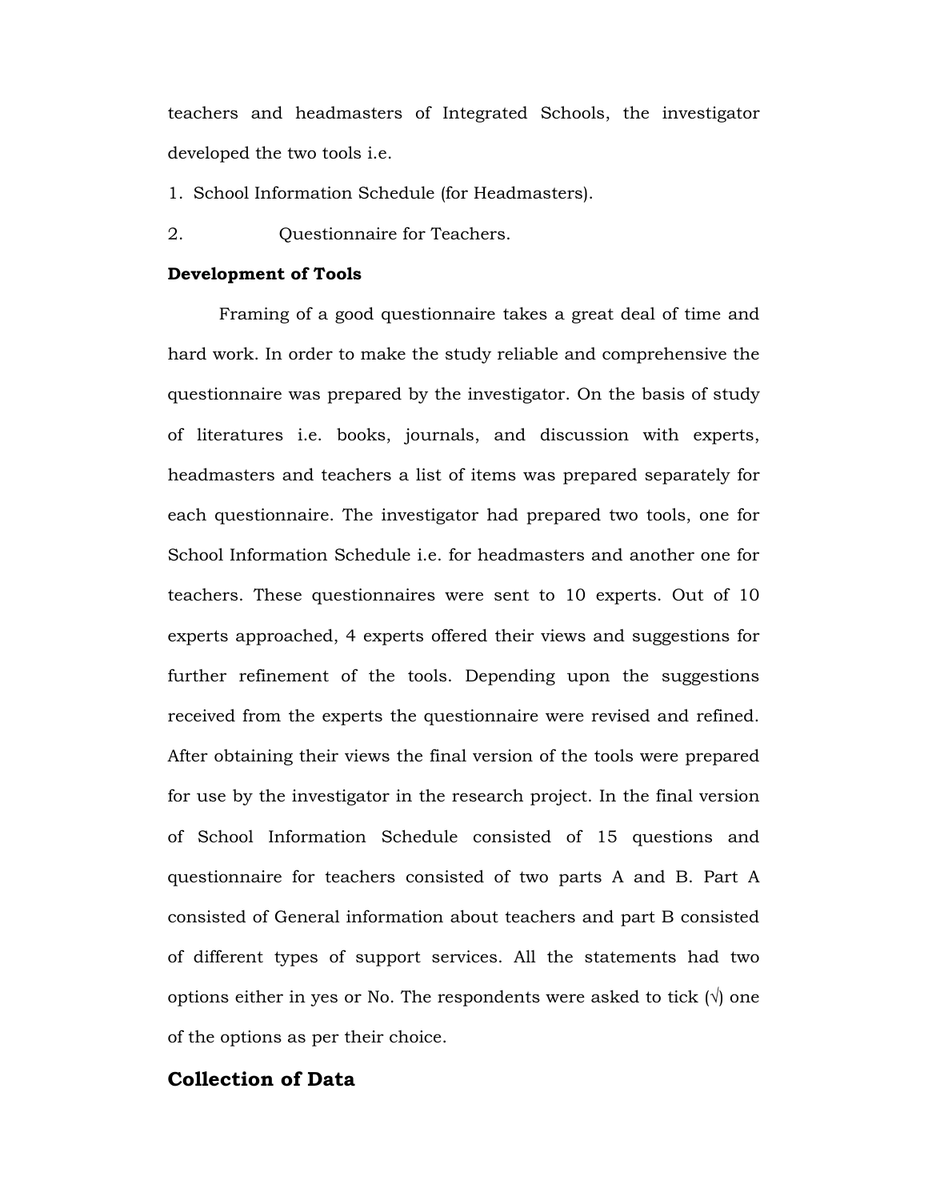teachers and headmasters of Integrated Schools, the investigator developed the two tools i.e.

1. School Information Schedule (for Headmasters).
2. Questionnaire for Teachers.

**Development of Tools**

Framing of a good questionnaire takes a great deal of time and hard work. In order to make the study reliable and comprehensive the questionnaire was prepared by the investigator. On the basis of study of literatures i.e. books, journals, and discussion with experts, headmasters and teachers a list of items was prepared separately for each questionnaire. The investigator had prepared two tools, one for School Information Schedule i.e. for headmasters and another one for teachers. These questionnaires were sent to 10 experts. Out of 10 experts approached, 4 experts offered their views and suggestions for further refinement of the tools. Depending upon the suggestions received from the experts the questionnaire were revised and refined. After obtaining their views the final version of the tools were prepared for use by the investigator in the research project. In the final version of School Information Schedule consisted of 15 questions and questionnaire for teachers consisted of two parts A and B. Part A consisted of General information about teachers and part B consisted of different types of support services. All the statements had two options either in yes or No. The respondents were asked to tick (√) one of the options as per their choice.

## Collection of Data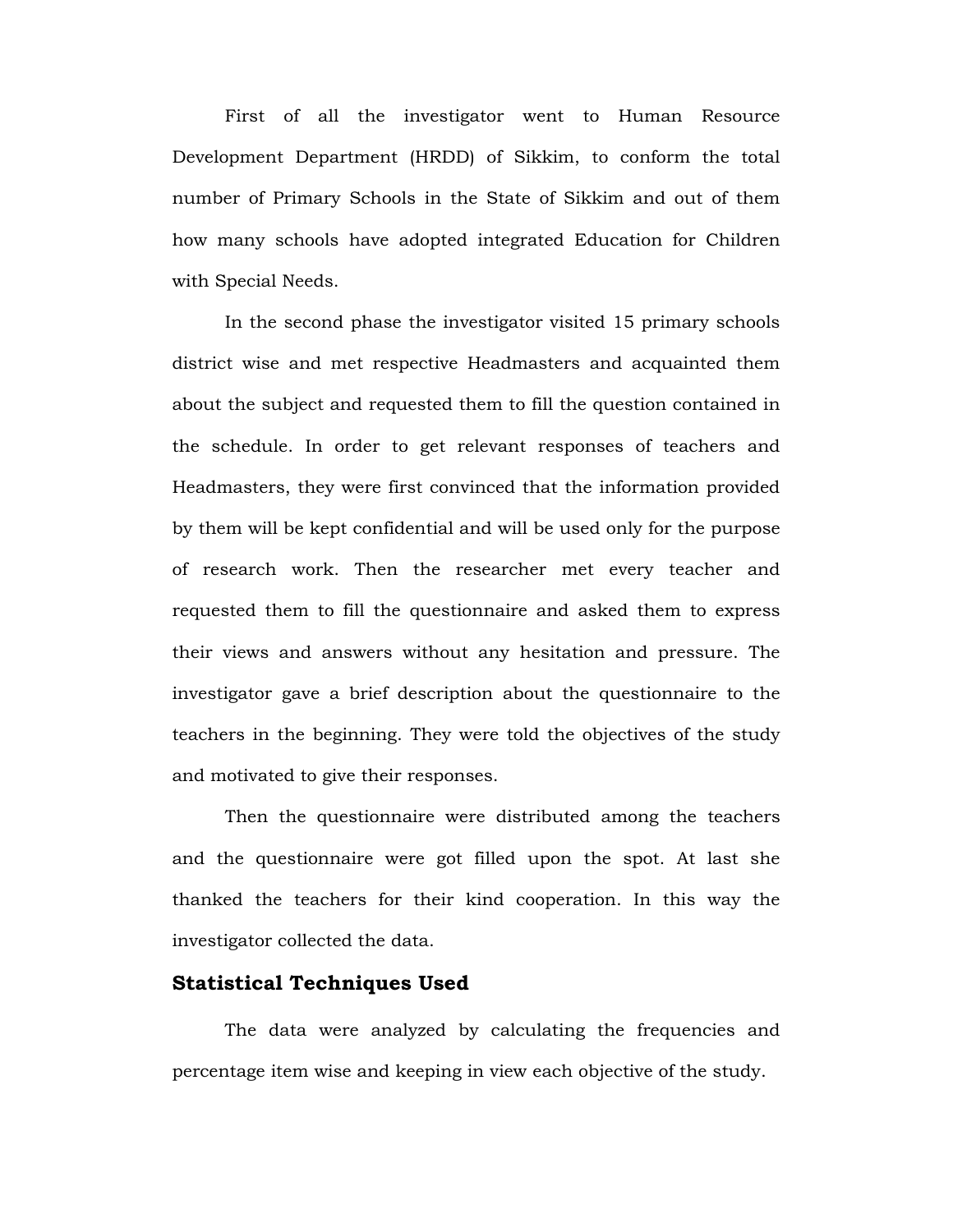First of all the investigator went to Human Resource Development Department (HRDD) of Sikkim, to conform the total number of Primary Schools in the State of Sikkim and out of them how many schools have adopted integrated Education for Children with Special Needs.

In the second phase the investigator visited 15 primary schools district wise and met respective Headmasters and acquainted them about the subject and requested them to fill the question contained in the schedule. In order to get relevant responses of teachers and Headmasters, they were first convinced that the information provided by them will be kept confidential and will be used only for the purpose of research work. Then the researcher met every teacher and requested them to fill the questionnaire and asked them to express their views and answers without any hesitation and pressure. The investigator gave a brief description about the questionnaire to the teachers in the beginning. They were told the objectives of the study and motivated to give their responses.

Then the questionnaire were distributed among the teachers and the questionnaire were got filled upon the spot. At last she thanked the teachers for their kind cooperation. In this way the investigator collected the data.

### Statistical Techniques Used

The data were analyzed by calculating the frequencies and percentage item wise and keeping in view each objective of the study.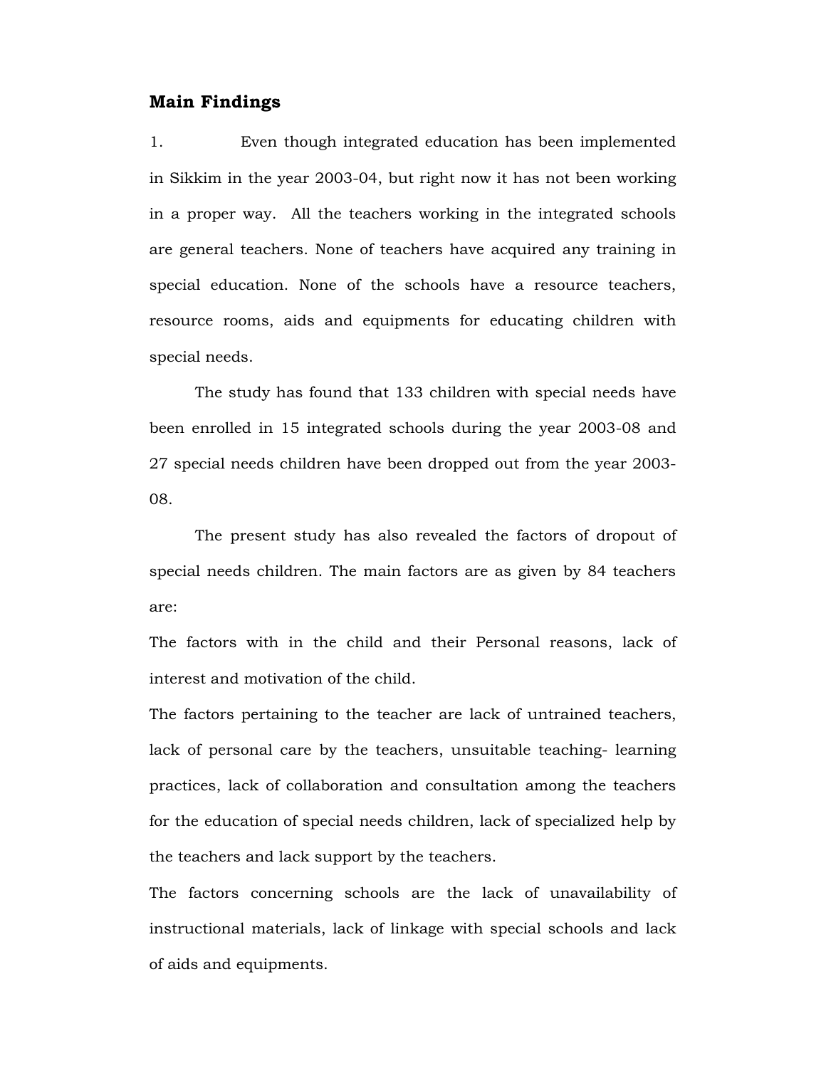## Main Findings

1. Even though integrated education has been implemented in Sikkim in the year 2003-04, but right now it has not been working in a proper way. All the teachers working in the integrated schools are general teachers. None of teachers have acquired any training in special education. None of the schools have a resource teachers, resource rooms, aids and equipments for educating children with special needs.

The study has found that 133 children with special needs have been enrolled in 15 integrated schools during the year 2003-08 and 27 special needs children have been dropped out from the year 2003-08.

The present study has also revealed the factors of dropout of special needs children. The main factors are as given by 84 teachers are:

The factors with in the child and their Personal reasons, lack of interest and motivation of the child.

The factors pertaining to the teacher are lack of untrained teachers, lack of personal care by the teachers, unsuitable teaching- learning practices, lack of collaboration and consultation among the teachers for the education of special needs children, lack of specialized help by the teachers and lack support by the teachers.

The factors concerning schools are the lack of unavailability of instructional materials, lack of linkage with special schools and lack of aids and equipments.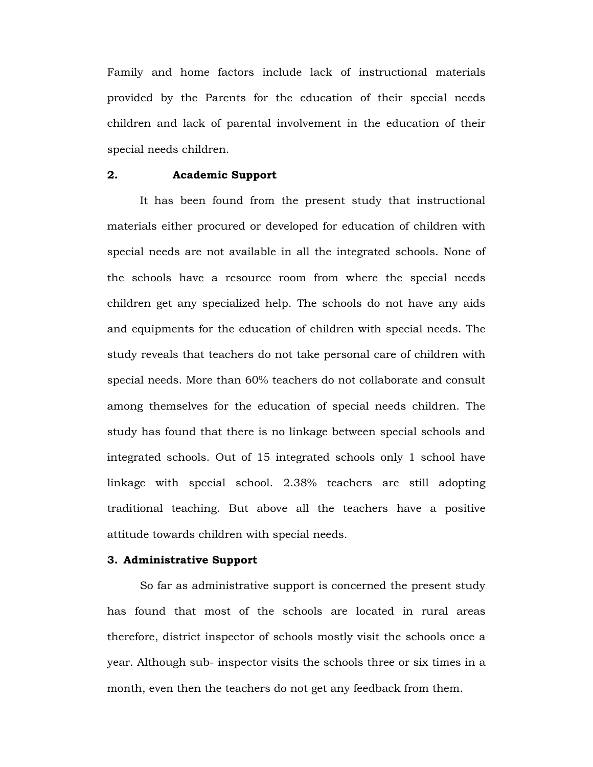Family and home factors include lack of instructional materials provided by the Parents for the education of their special needs children and lack of parental involvement in the education of their special needs children.

**2. Academic Support**

It has been found from the present study that instructional materials either procured or developed for education of children with special needs are not available in all the integrated schools. None of the schools have a resource room from where the special needs children get any specialized help. The schools do not have any aids and equipments for the education of children with special needs. The study reveals that teachers do not take personal care of children with special needs. More than 60% teachers do not collaborate and consult among themselves for the education of special needs children. The study has found that there is no linkage between special schools and integrated schools. Out of 15 integrated schools only 1 school have linkage with special school. 2.38% teachers are still adopting traditional teaching. But above all the teachers have a positive attitude towards children with special needs.

**3. Administrative Support**

So far as administrative support is concerned the present study has found that most of the schools are located in rural areas therefore, district inspector of schools mostly visit the schools once a year. Although sub- inspector visits the schools three or six times in a month, even then the teachers do not get any feedback from them.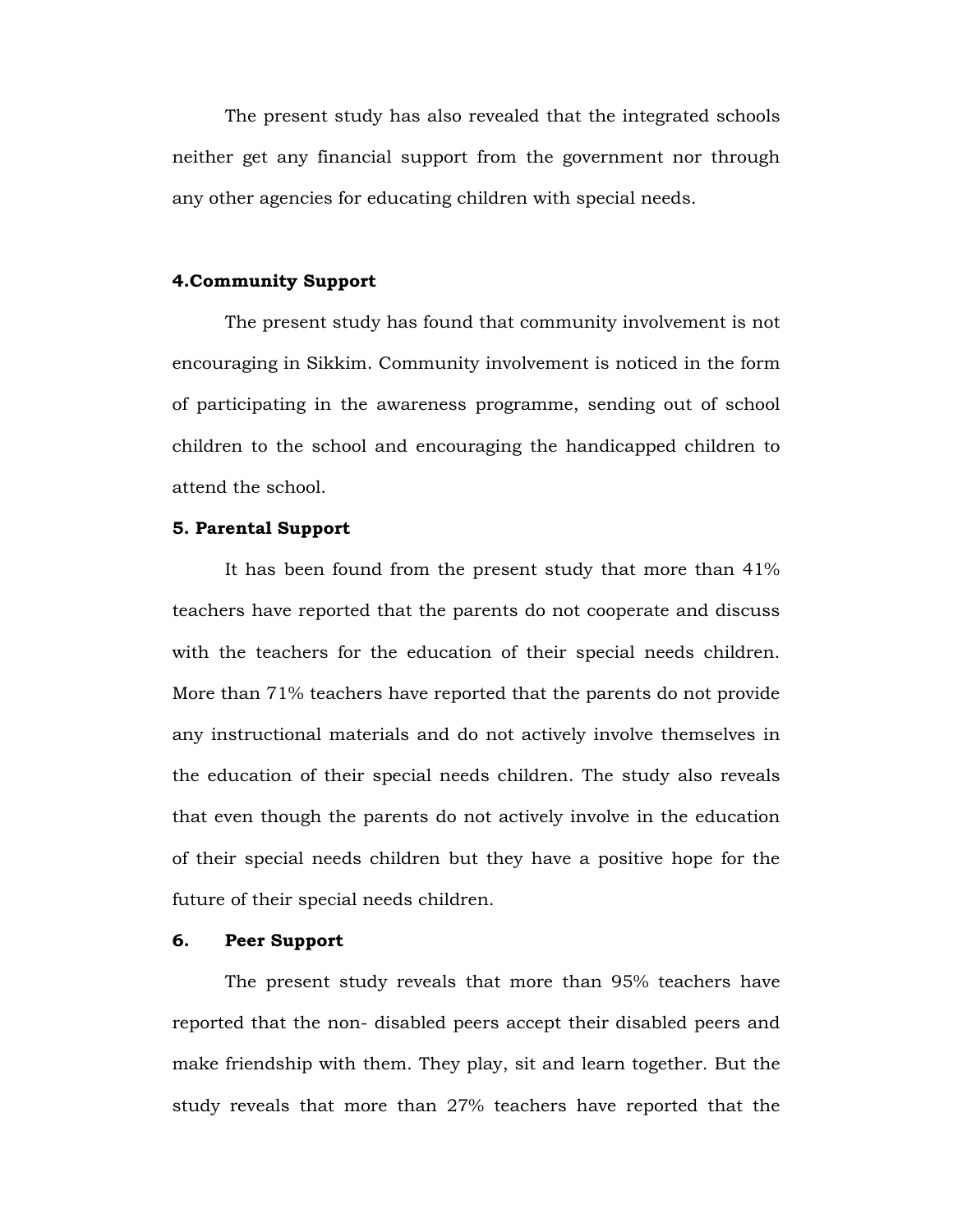The present study has also revealed that the integrated schools neither get any financial support from the government nor through any other agencies for educating children with special needs.

**4.Community Support**

The present study has found that community involvement is not encouraging in Sikkim. Community involvement is noticed in the form of participating in the awareness programme, sending out of school children to the school and encouraging the handicapped children to attend the school.

**5. Parental Support**

It has been found from the present study that more than 41% teachers have reported that the parents do not cooperate and discuss with the teachers for the education of their special needs children. More than 71% teachers have reported that the parents do not provide any instructional materials and do not actively involve themselves in the education of their special needs children. The study also reveals that even though the parents do not actively involve in the education of their special needs children but they have a positive hope for the future of their special needs children.

**6. Peer Support**

The present study reveals that more than 95% teachers have reported that the non- disabled peers accept their disabled peers and make friendship with them. They play, sit and learn together. But the study reveals that more than 27% teachers have reported that the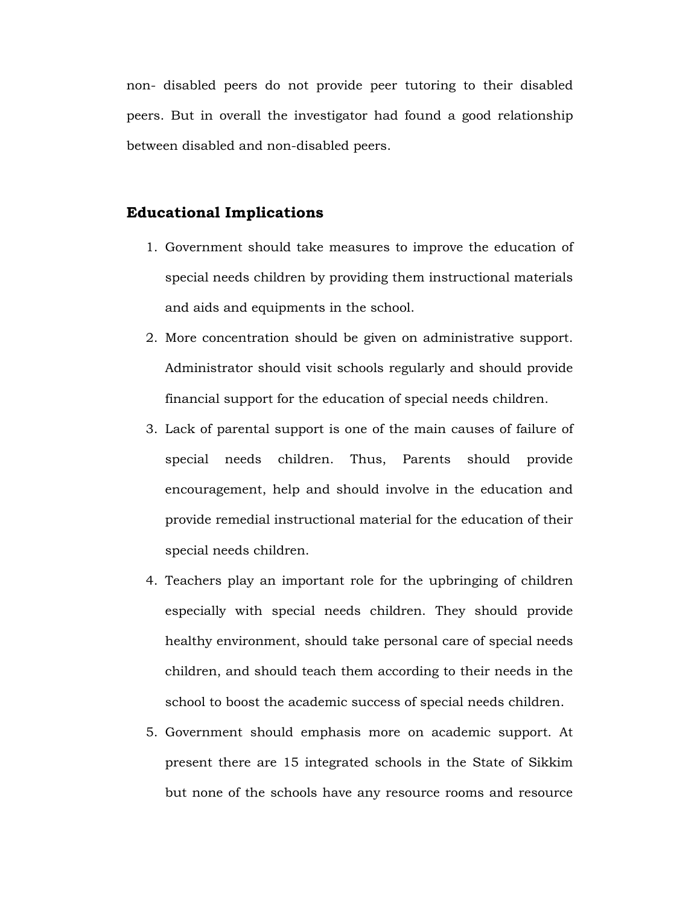non- disabled peers do not provide peer tutoring to their disabled peers. But in overall the investigator had found a good relationship between disabled and non-disabled peers.

## Educational Implications

1. Government should take measures to improve the education of special needs children by providing them instructional materials and aids and equipments in the school.
2. More concentration should be given on administrative support. Administrator should visit schools regularly and should provide financial support for the education of special needs children.
3. Lack of parental support is one of the main causes of failure of special needs children. Thus, Parents should provide encouragement, help and should involve in the education and provide remedial instructional material for the education of their special needs children.
4. Teachers play an important role for the upbringing of children especially with special needs children. They should provide healthy environment, should take personal care of special needs children, and should teach them according to their needs in the school to boost the academic success of special needs children.
5. Government should emphasis more on academic support. At present there are 15 integrated schools in the State of Sikkim but none of the schools have any resource rooms and resource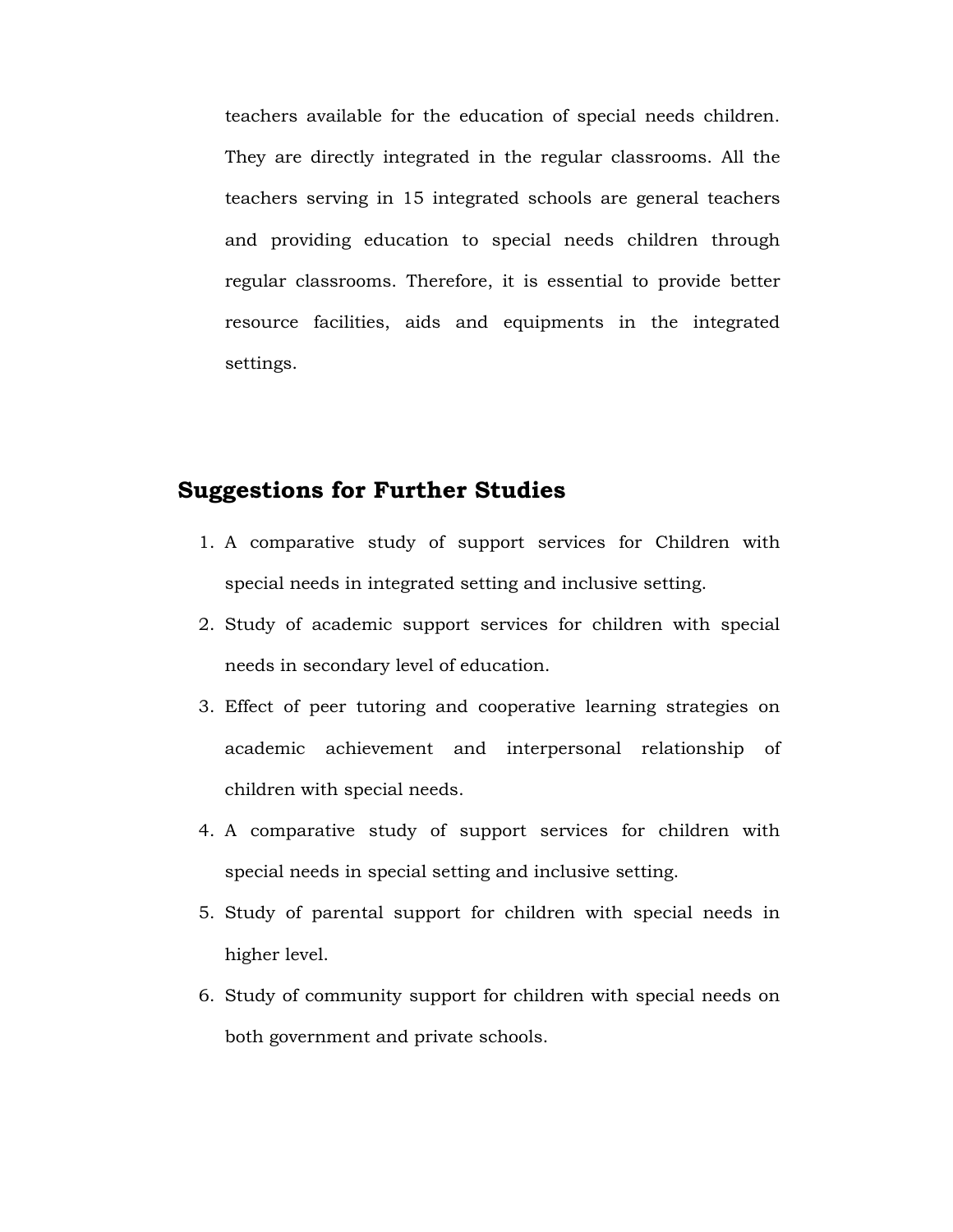teachers available for the education of special needs children. They are directly integrated in the regular classrooms. All the teachers serving in 15 integrated schools are general teachers and providing education to special needs children through regular classrooms. Therefore, it is essential to provide better resource facilities, aids and equipments in the integrated settings.

## Suggestions for Further Studies

1. A comparative study of support services for Children with special needs in integrated setting and inclusive setting.
2. Study of academic support services for children with special needs in secondary level of education.
3. Effect of peer tutoring and cooperative learning strategies on academic achievement and interpersonal relationship of children with special needs.
4. A comparative study of support services for children with special needs in special setting and inclusive setting.
5. Study of parental support for children with special needs in higher level.
6. Study of community support for children with special needs on both government and private schools.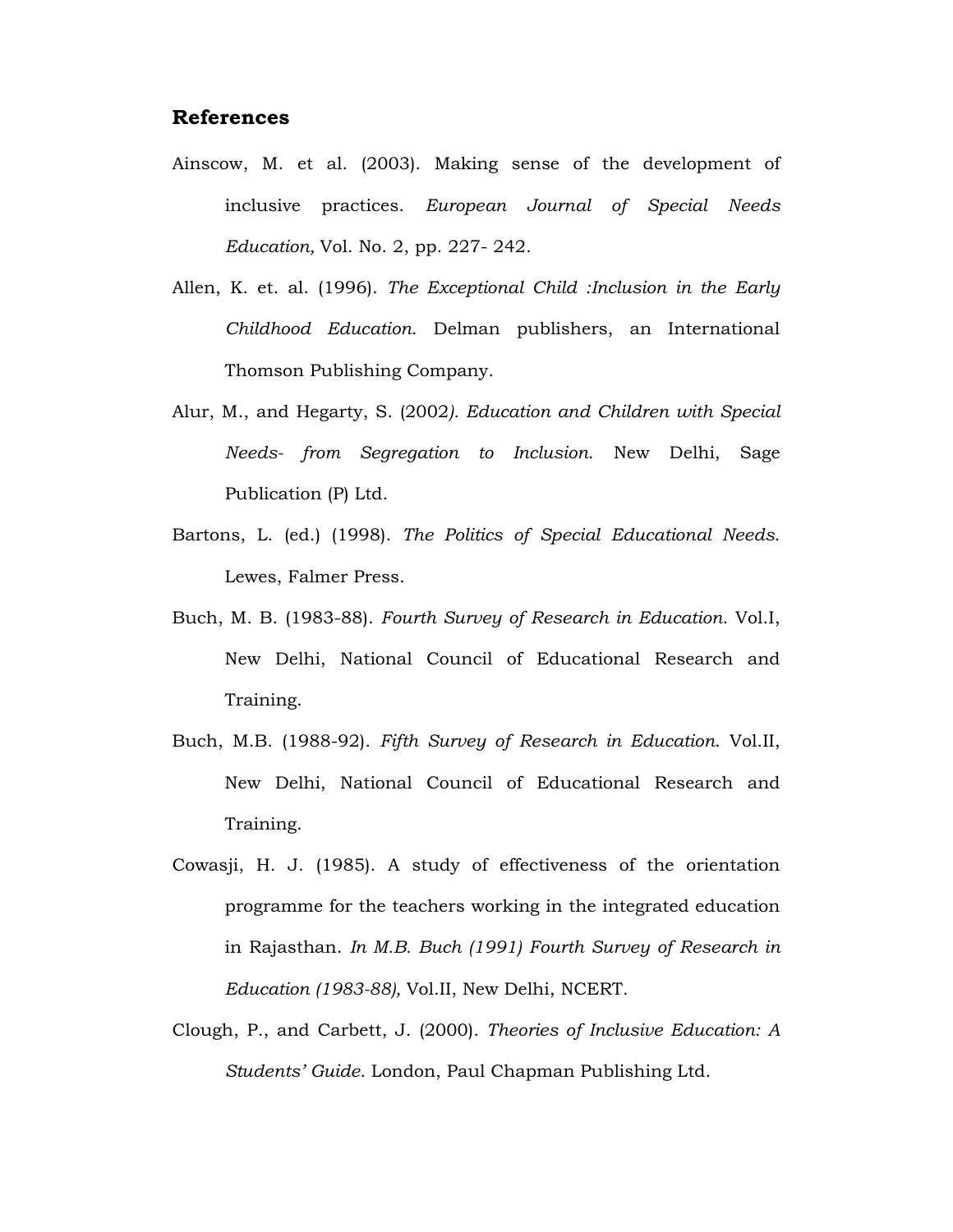## References

Ainscow, M. et al. (2003). Making sense of the development of inclusive practices. *European Journal of Special Needs Education,* Vol. No. 2, pp. 227- 242.

Allen, K. et. al. (1996). *The Exceptional Child :Inclusion in the Early Childhood Education*. Delman publishers, an International Thomson Publishing Company.

Alur, M., and Hegarty, S. (2002*). Education and Children with Special Needs- from Segregation to Inclusion*. New Delhi, Sage Publication (P) Ltd.

Bartons, L. (ed.) (1998). *The Politics of Special Educational Needs*. Lewes, Falmer Press.

Buch, M. B. (1983-88). *Fourth Survey of Research in Education*. Vol.I, New Delhi, National Council of Educational Research and Training.

Buch, M.B. (1988-92). *Fifth Survey of Research in Education*. Vol.II, New Delhi, National Council of Educational Research and Training.

Cowasji, H. J. (1985). A study of effectiveness of the orientation programme for the teachers working in the integrated education in Rajasthan. *In M.B. Buch (1991) Fourth Survey of Research in Education (1983-88),* Vol.II, New Delhi, NCERT.

Clough, P., and Carbett, J. (2000). *Theories of Inclusive Education: A Students' Guide*. London, Paul Chapman Publishing Ltd.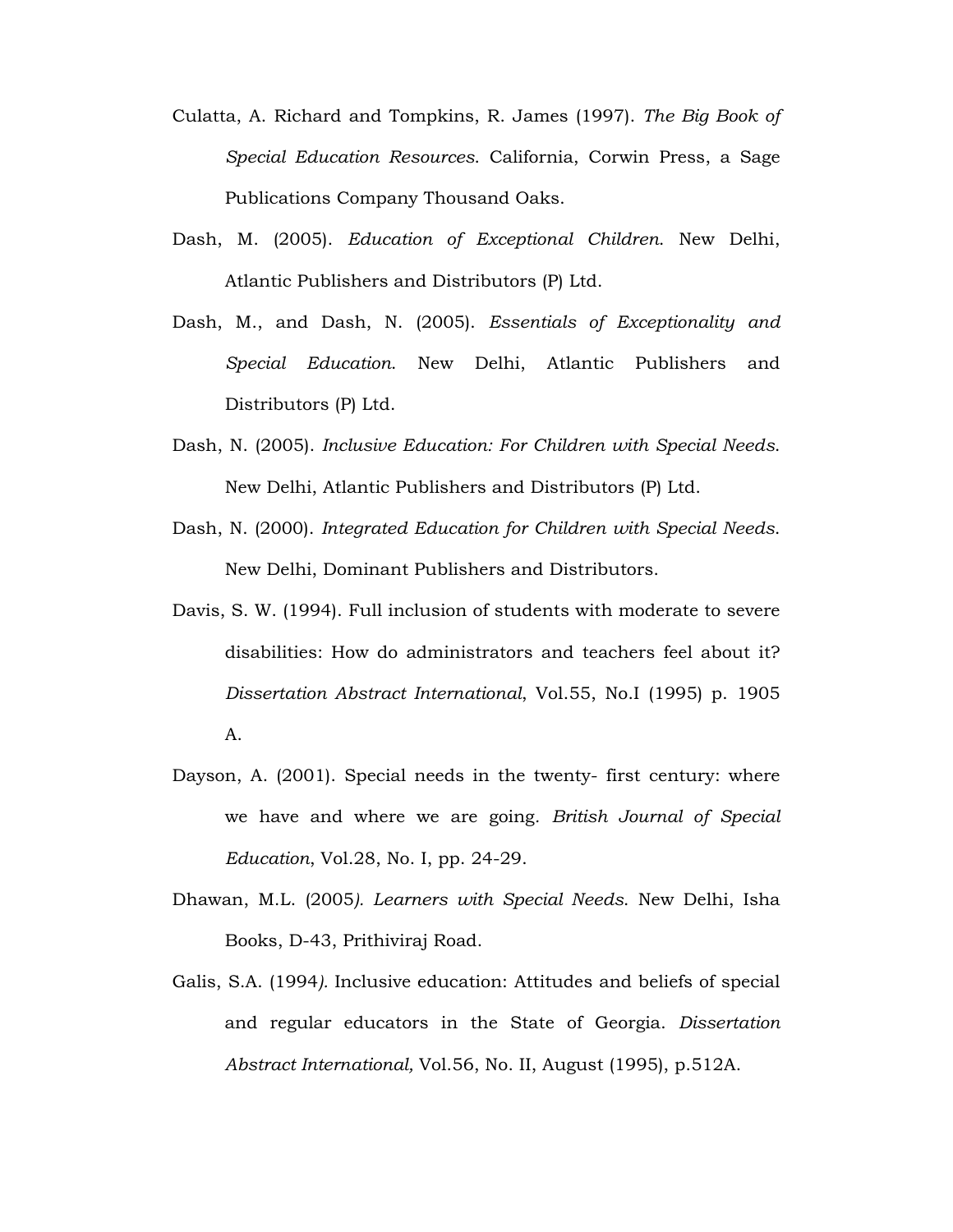Culatta, A. Richard and Tompkins, R. James (1997). *The Big Book of Special Education Resources*. California, Corwin Press, a Sage Publications Company Thousand Oaks.

Dash, M. (2005). *Education of Exceptional Children*. New Delhi, Atlantic Publishers and Distributors (P) Ltd.

Dash, M., and Dash, N. (2005). *Essentials of Exceptionality and Special Education*. New Delhi, Atlantic Publishers and Distributors (P) Ltd.

Dash, N. (2005). *Inclusive Education: For Children with Special Needs*. New Delhi, Atlantic Publishers and Distributors (P) Ltd.

Dash, N. (2000). *Integrated Education for Children with Special Needs*. New Delhi, Dominant Publishers and Distributors.

Davis, S. W. (1994). Full inclusion of students with moderate to severe disabilities: How do administrators and teachers feel about it? *Dissertation Abstract International*, Vol.55, No.I (1995) p. 1905 A.

Dayson, A. (2001). Special needs in the twenty- first century: where we have and where we are going. *British Journal of Special Education*, Vol.28, No. I, pp. 24-29.

Dhawan, M.L. (2005*). Learners with Special Needs*. New Delhi, Isha Books, D-43, Prithiviraj Road.

Galis, S.A. (1994*).* Inclusive education: Attitudes and beliefs of special and regular educators in the State of Georgia. *Dissertation Abstract International,* Vol.56, No. II, August (1995), p.512A.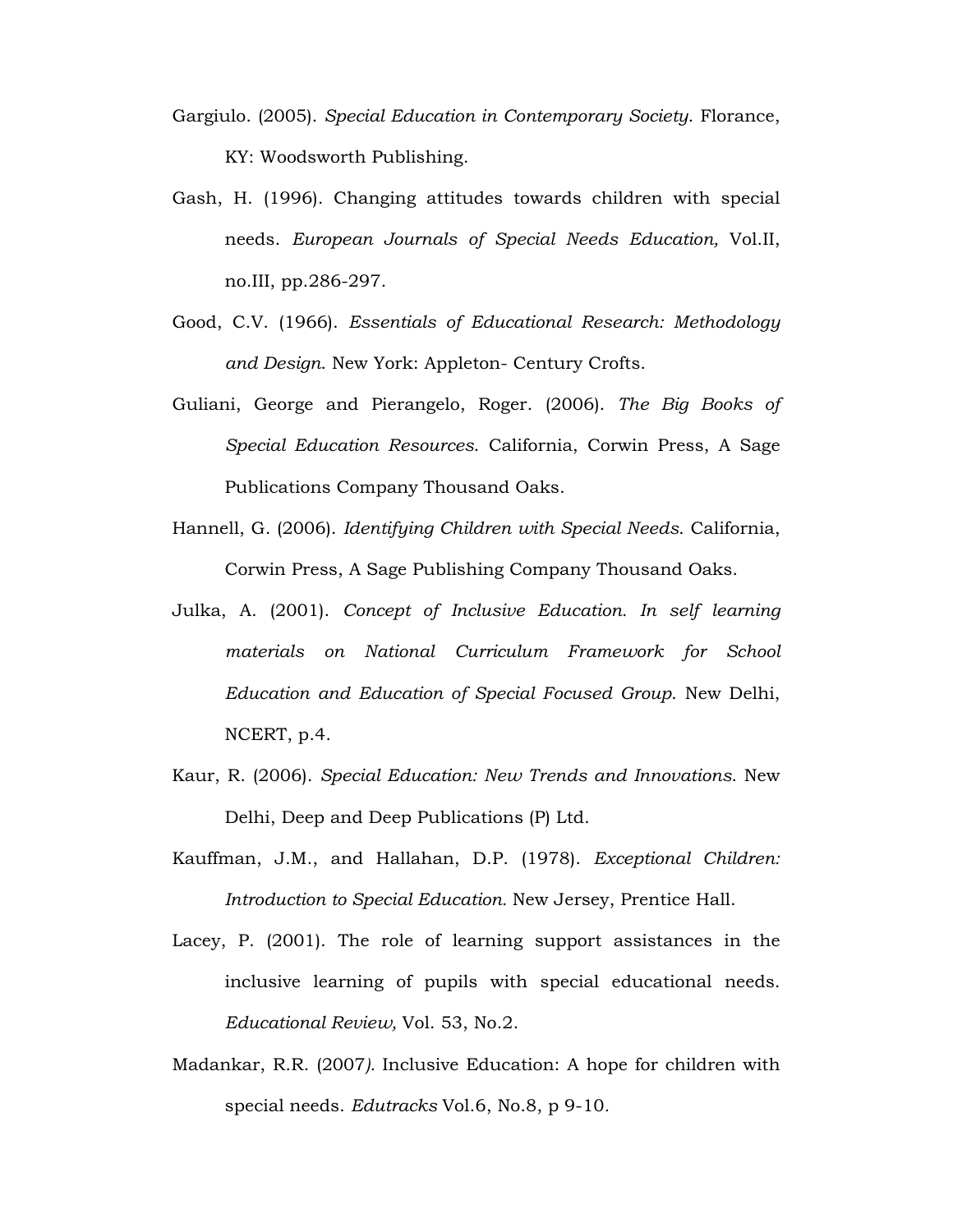Gargiulo. (2005). *Special Education in Contemporary Society*. Florance, KY: Woodsworth Publishing.

Gash, H. (1996). Changing attitudes towards children with special needs. *European Journals of Special Needs Education,* Vol.II, no.III, pp.286-297.

Good, C.V. (1966). *Essentials of Educational Research: Methodology and Design*. New York: Appleton- Century Crofts.

Guliani, George and Pierangelo, Roger. (2006). *The Big Books of Special Education Resources*. California, Corwin Press, A Sage Publications Company Thousand Oaks.

Hannell, G. (2006). *Identifying Children with Special Needs*. California, Corwin Press, A Sage Publishing Company Thousand Oaks.

Julka, A. (2001). *Concept of Inclusive Education. In self learning materials on National Curriculum Framework for School Education and Education of Special Focused Group*. New Delhi, NCERT, p.4.

Kaur, R. (2006). *Special Education: New Trends and Innovations*. New Delhi, Deep and Deep Publications (P) Ltd.

Kauffman, J.M., and Hallahan, D.P. (1978). *Exceptional Children: Introduction to Special Education.* New Jersey, Prentice Hall.

Lacey, P. (2001). The role of learning support assistances in the inclusive learning of pupils with special educational needs. *Educational Review,* Vol. 53, No.2.

Madankar, R.R. (2007*)*. Inclusive Education: A hope for children with special needs. *Edutracks* Vol.6, No.8, p 9-10.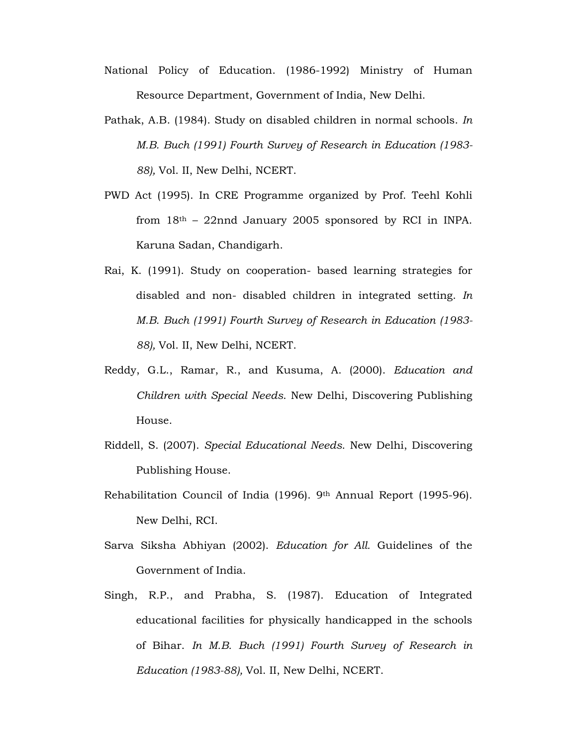National Policy of Education. (1986-1992) Ministry of Human Resource Department, Government of India, New Delhi.

Pathak, A.B. (1984). Study on disabled children in normal schools. *In M.B. Buch (1991) Fourth Survey of Research in Education (1983-88),* Vol. II, New Delhi, NCERT.

PWD Act (1995). In CRE Programme organized by Prof. Teehl Kohli from 18th – 22nnd January 2005 sponsored by RCI in INPA. Karuna Sadan, Chandigarh.

Rai, K. (1991). Study on cooperation- based learning strategies for disabled and non- disabled children in integrated setting. *In M.B. Buch (1991) Fourth Survey of Research in Education (1983-88),* Vol. II, New Delhi, NCERT.

Reddy, G.L., Ramar, R., and Kusuma, A. (2000). *Education and Children with Special Needs*. New Delhi, Discovering Publishing House.

Riddell, S. (2007). *Special Educational Needs*. New Delhi, Discovering Publishing House.

Rehabilitation Council of India (1996). 9th Annual Report (1995-96). New Delhi, RCI.

Sarva Siksha Abhiyan (2002). *Education for All.* Guidelines of the Government of India.

Singh, R.P., and Prabha, S. (1987). Education of Integrated educational facilities for physically handicapped in the schools of Bihar. *In M.B. Buch (1991) Fourth Survey of Research in Education (1983-88),* Vol. II, New Delhi, NCERT.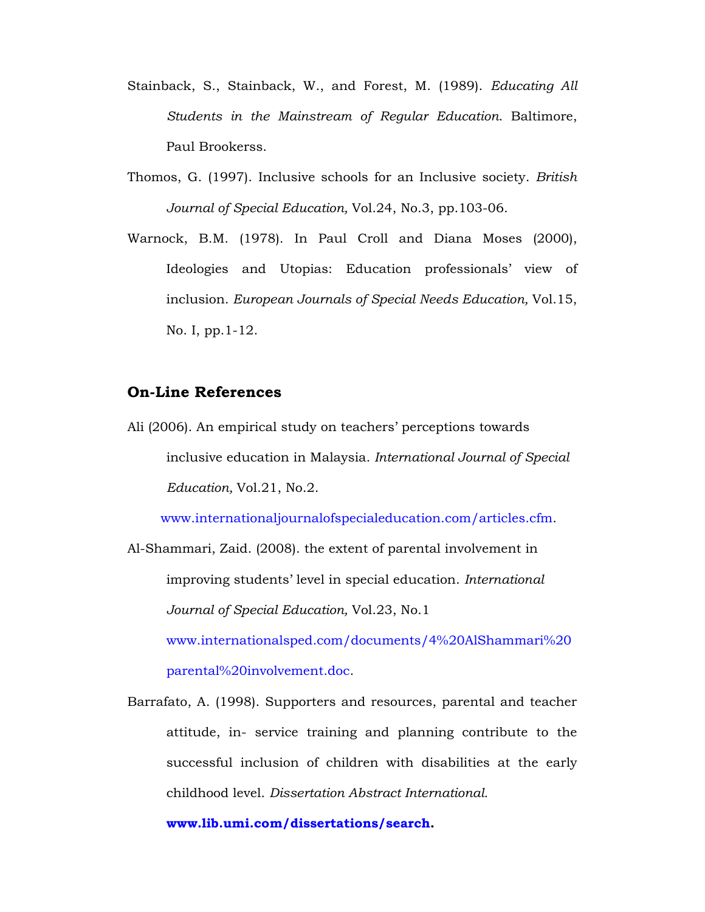Stainback, S., Stainback, W., and Forest, M. (1989). *Educating All Students in the Mainstream of Regular Education*. Baltimore, Paul Brookerss.

Thomos, G. (1997). Inclusive schools for an Inclusive society. *British Journal of Special Education,* Vol.24, No.3, pp.103-06.

Warnock, B.M. (1978). In Paul Croll and Diana Moses (2000), Ideologies and Utopias: Education professionals' view of inclusion. *European Journals of Special Needs Education,* Vol.15, No. I, pp.1-12.

## On-Line References

Ali (2006). An empirical study on teachers' perceptions towards inclusive education in Malaysia. *International Journal of Special Education,* Vol.21, No.2. www.internationaljournalofspecialeducation.com/articles.cfm.

Al-Shammari, Zaid. (2008). the extent of parental involvement in improving students' level in special education. *International Journal of Special Education,* Vol.23, No.1 www.internationalsped.com/documents/4%20AlShammari%20parental%20involvement.doc.

Barrafato, A. (1998). Supporters and resources, parental and teacher attitude, in- service training and planning contribute to the successful inclusion of children with disabilities at the early childhood level. *Dissertation Abstract International.* **www.lib.umi.com/dissertations/search.**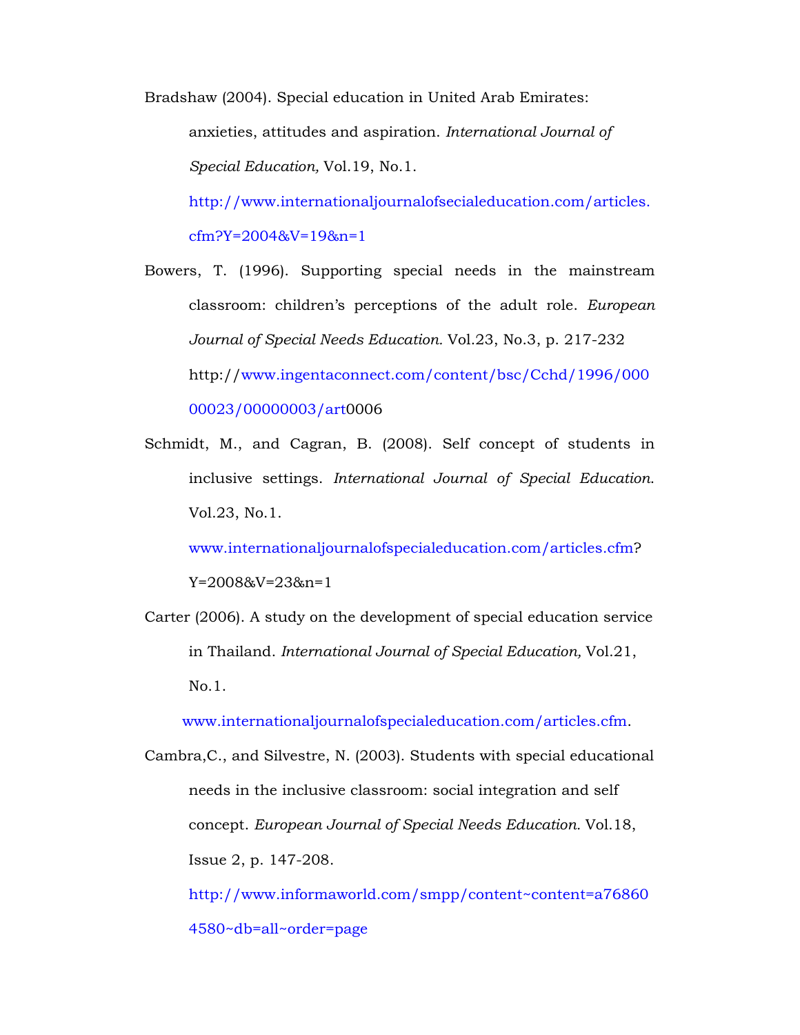Bradshaw (2004). Special education in United Arab Emirates: anxieties, attitudes and aspiration. *International Journal of Special Education,* Vol.19, No.1. http://www.internationaljournalofsecialeducation.com/articles.cfm?Y=2004&V=19&n=1

Bowers, T. (1996). Supporting special needs in the mainstream classroom: children's perceptions of the adult role. *European Journal of Special Needs Education.* Vol.23, No.3, p. 217-232 http://www.ingentaconnect.com/content/bsc/Cchd/1996/00000023/00000003/art0006

Schmidt, M., and Cagran, B. (2008). Self concept of students in inclusive settings. *International Journal of Special Education.* Vol.23, No.1. www.internationaljournalofspecialeducation.com/articles.cfm?Y=2008&V=23&n=1

Carter (2006). A study on the development of special education service in Thailand. *International Journal of Special Education,* Vol.21, No.1. www.internationaljournalofspecialeducation.com/articles.cfm.

Cambra,C., and Silvestre, N. (2003). Students with special educational needs in the inclusive classroom: social integration and self concept. *European Journal of Special Needs Education.* Vol.18, Issue 2, p. 147-208. http://www.informaworld.com/smpp/content~content=a768604580~db=all~order=page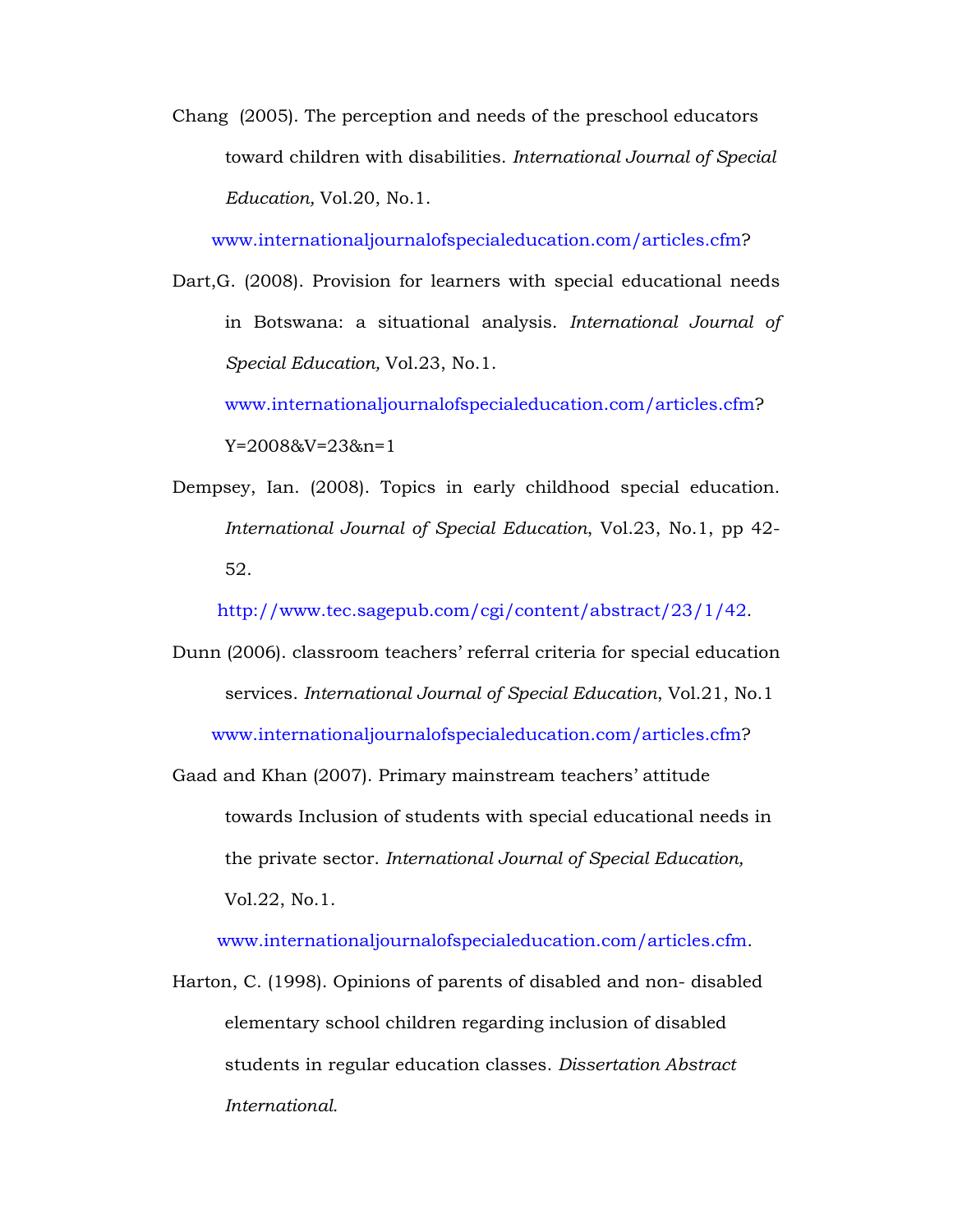Chang (2005). The perception and needs of the preschool educators toward children with disabilities. *International Journal of Special Education,* Vol.20, No.1.
www.internationaljournalofspecialeducation.com/articles.cfm?

Dart,G. (2008). Provision for learners with special educational needs in Botswana: a situational analysis. *International Journal of Special Education,* Vol.23, No.1.
www.internationaljournalofspecialeducation.com/articles.cfm?Y=2008&V=23&n=1

Dempsey, Ian. (2008). Topics in early childhood special education. *International Journal of Special Education*, Vol.23, No.1, pp 42-52.
http://www.tec.sagepub.com/cgi/content/abstract/23/1/42.

Dunn (2006). classroom teachers' referral criteria for special education services. *International Journal of Special Education*, Vol.21, No.1
www.internationaljournalofspecialeducation.com/articles.cfm?

Gaad and Khan (2007). Primary mainstream teachers' attitude towards Inclusion of students with special educational needs in the private sector. *International Journal of Special Education,* Vol.22, No.1.
www.internationaljournalofspecialeducation.com/articles.cfm.

Harton, C. (1998). Opinions of parents of disabled and non- disabled elementary school children regarding inclusion of disabled students in regular education classes. *Dissertation Abstract International.*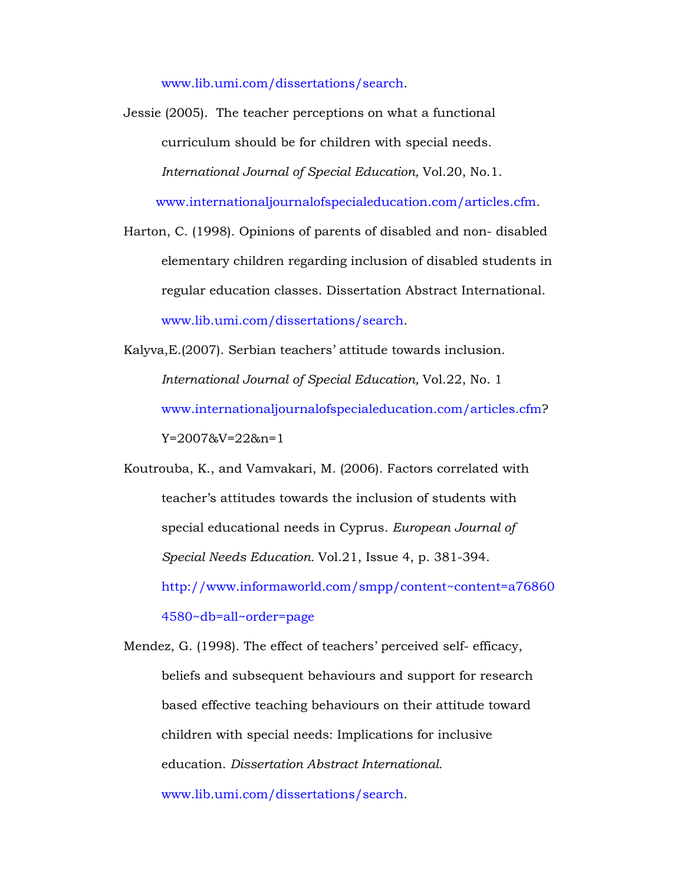www.lib.umi.com/dissertations/search.

Jessie (2005). The teacher perceptions on what a functional curriculum should be for children with special needs. *International Journal of Special Education,* Vol.20, No.1. www.internationaljournalofspecialeducation.com/articles.cfm.

Harton, C. (1998). Opinions of parents of disabled and non- disabled elementary children regarding inclusion of disabled students in regular education classes. Dissertation Abstract International. www.lib.umi.com/dissertations/search.

Kalyva,E.(2007). Serbian teachers' attitude towards inclusion. *International Journal of Special Education,* Vol.22, No. 1 www.internationaljournalofspecialeducation.com/articles.cfm?Y=2007&V=22&n=1

Koutrouba, K., and Vamvakari, M. (2006). Factors correlated with teacher's attitudes towards the inclusion of students with special educational needs in Cyprus. *European Journal of Special Needs Education.* Vol.21, Issue 4, p. 381-394. http://www.informaworld.com/smpp/content~content=a768604580~db=all~order=page

Mendez, G. (1998). The effect of teachers' perceived self- efficacy, beliefs and subsequent behaviours and support for research based effective teaching behaviours on their attitude toward children with special needs: Implications for inclusive education. *Dissertation Abstract International.* www.lib.umi.com/dissertations/search.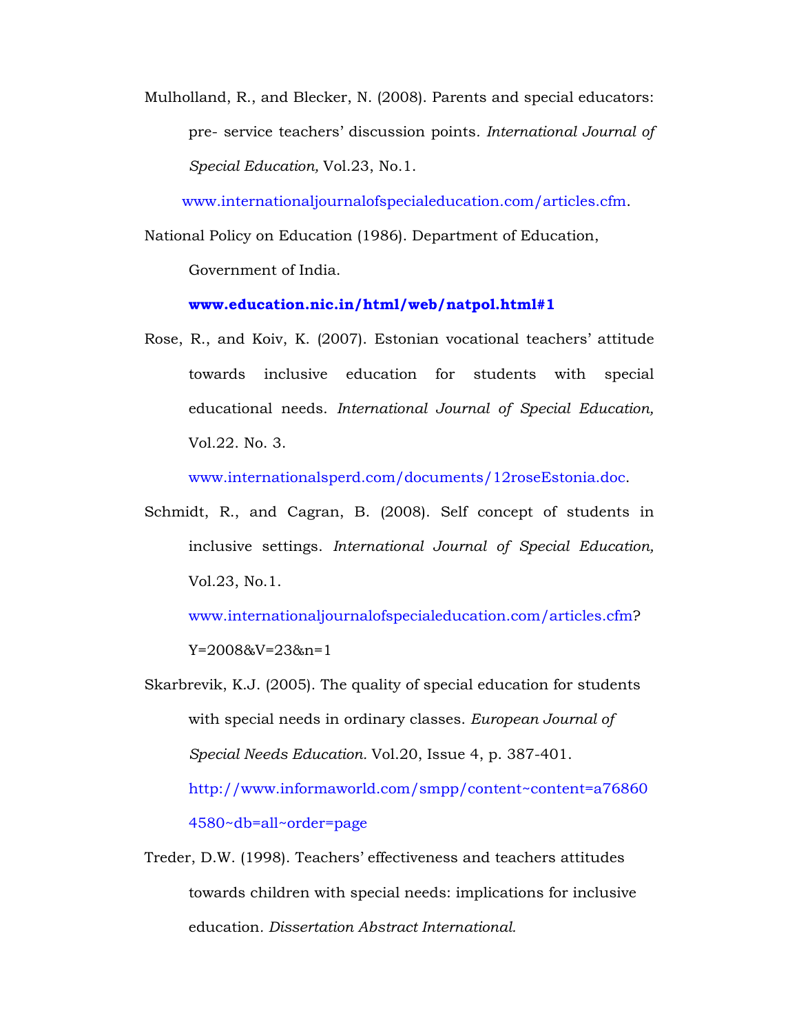Mulholland, R., and Blecker, N. (2008). Parents and special educators: pre- service teachers' discussion points. *International Journal of Special Education,* Vol.23, No.1. www.internationaljournalofspecialeducation.com/articles.cfm.

National Policy on Education (1986). Department of Education, Government of India. **www.education.nic.in/html/web/natpol.html#1**

Rose, R., and Koiv, K. (2007). Estonian vocational teachers' attitude towards inclusive education for students with special educational needs. *International Journal of Special Education,* Vol.22. No. 3. www.internationalsperd.com/documents/12roseEstonia.doc.

Schmidt, R., and Cagran, B. (2008). Self concept of students in inclusive settings. *International Journal of Special Education,* Vol.23, No.1. www.internationaljournalofspecialeducation.com/articles.cfm?Y=2008&V=23&n=1

Skarbrevik, K.J. (2005). The quality of special education for students with special needs in ordinary classes. *European Journal of Special Needs Education.* Vol.20, Issue 4, p. 387-401. http://www.informaworld.com/smpp/content~content=a768604580~db=all~order=page

Treder, D.W. (1998). Teachers' effectiveness and teachers attitudes towards children with special needs: implications for inclusive education. *Dissertation Abstract International.*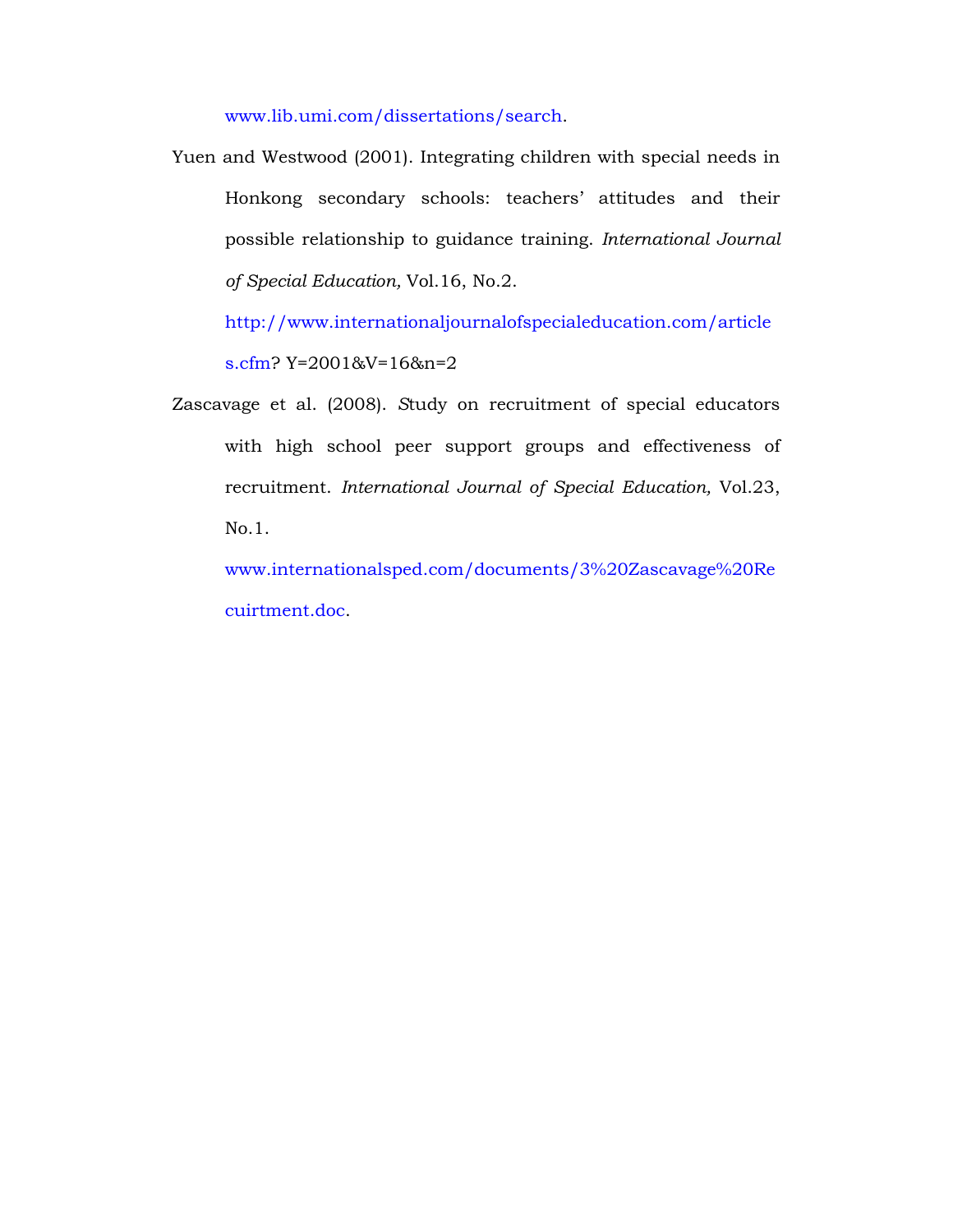www.lib.umi.com/dissertations/search.

Yuen and Westwood (2001). Integrating children with special needs in Honkong secondary schools: teachers' attitudes and their possible relationship to guidance training. *International Journal of Special Education,* Vol.16, No.2. http://www.internationaljournalofspecialeducation.com/articles.cfm? Y=2001&V=16&n=2

Zascavage et al. (2008). *S*tudy on recruitment of special educators with high school peer support groups and effectiveness of recruitment. *International Journal of Special Education,* Vol.23, No.1. www.internationalsped.com/documents/3%20Zascavage%20Recuirtment.doc.